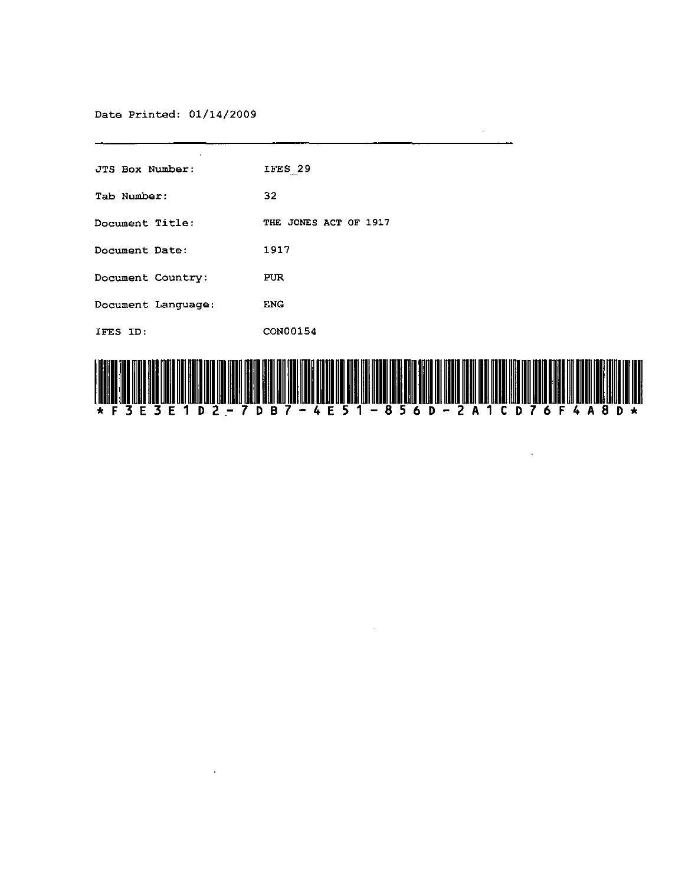Date Printed: 01/14/2009

---

| | |
|---|---|
| JTS Box Number: | IFES_29 |
| Tab Number: | 32 |
| Document Title: | THE JONES ACT OF 1917 |
| Document Date: | 1917 |
| Document Country: | PUR |
| Document Language: | ENG |
| IFES ID: | CON00154 |

*F3E3E1D2-7DB7-4E51-856D-2A1CD76F4A8D*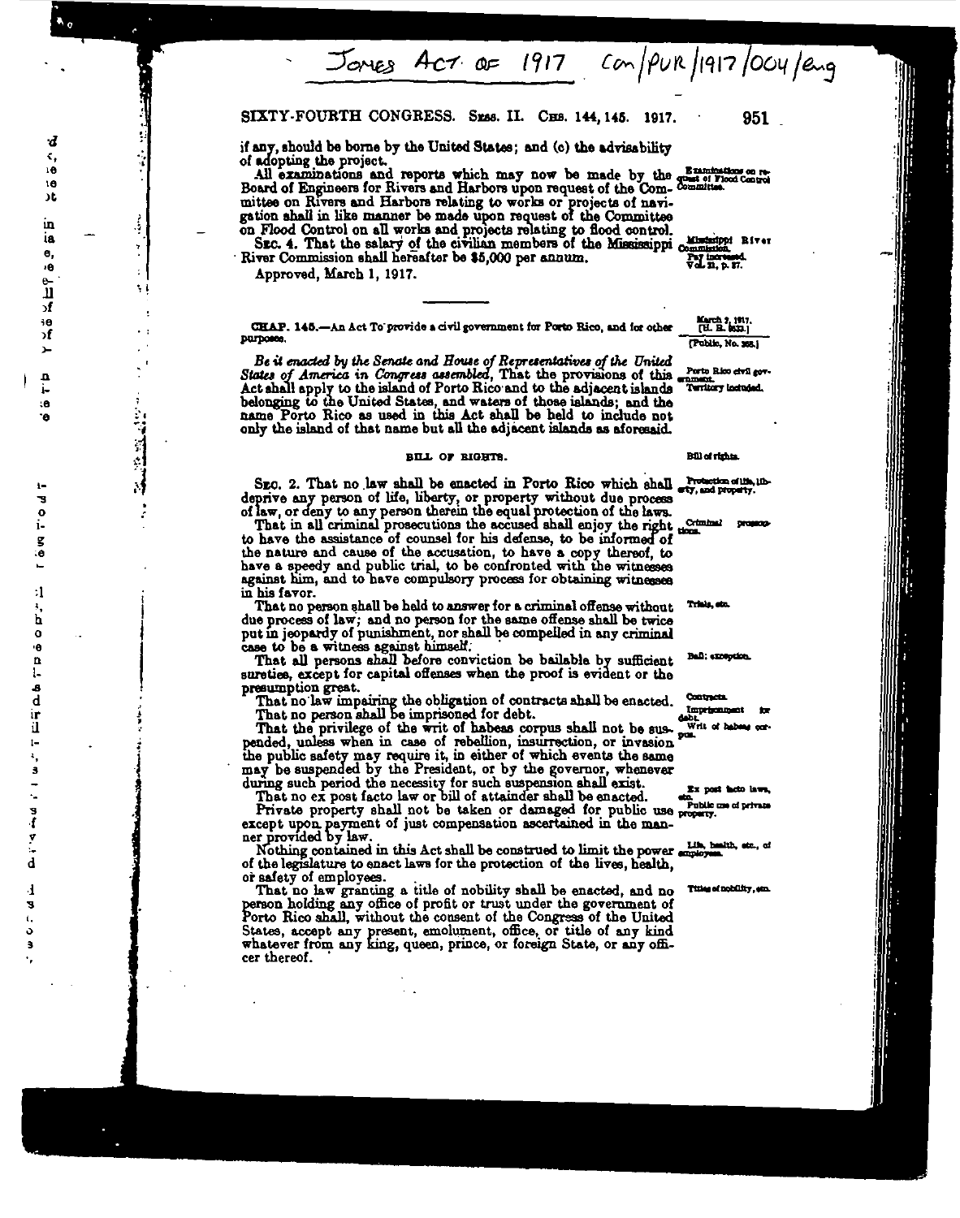Jones Act of 1917 Con/PUR/1917/004/eng

if any, should be borne by the United States; and (c) the advisability of adopting the project.

All examinations and reports which may now be made by the Board of Engineers for Rivers and Harbors upon request of the Committee on Rivers and Harbors relating to works or projects of navigation shall in like manner be made upon request of the Committee on Flood Control on all works and projects relating to flood control.

*Examinations on request of Flood Control Committee.*

SEC. 4. That the salary of the civilian members of the Mississippi River Commission shall hereafter be $5,000 per annum.

*Mississippi River Commission. Pay increased. Vol. 21, p. 37.*

Approved, March 1, 1917.

---

*March 2, 1917. [H. R. 9533.] [Public, No. 368.]*

CHAP. 145.—An Act To provide a civil government for Porto Rico, and for other purposes.

*Be it enacted by the Senate and House of Representatives of the United States of America in Congress assembled*, That the provisions of this Act shall apply to the island of Porto Rico and to the adjacent islands belonging to the United States, and waters of those islands; and the name Porto Rico as used in this Act shall be held to include not only the island of that name but all the adjacent islands as aforesaid.

*Porto Rico civil government. Territory included.*

## BILL OF RIGHTS.

*Bill of rights.*

SEC. 2. That no law shall be enacted in Porto Rico which shall deprive any person of life, liberty, or property without due process of law, or deny to any person therein the equal protection of the laws.

*Protection of life, liberty, and property.*

That in all criminal prosecutions the accused shall enjoy the right to have the assistance of counsel for his defense, to be informed of the nature and cause of the accusation, to have a copy thereof, to have a speedy and public trial, to be confronted with the witnesses against him, and to have compulsory process for obtaining witnesses in his favor.

*Criminal prosecutions.*

That no person shall be held to answer for a criminal offense without due process of law; and no person for the same offense shall be twice put in jeopardy of punishment, nor shall be compelled in any criminal case to be a witness against himself.

*Trials, etc.*

That all persons shall before conviction be bailable by sufficient sureties, except for capital offenses when the proof is evident or the presumption great.

*Bail; exception.*

That no law impairing the obligation of contracts shall be enacted.

*Contracts.*

That no person shall be imprisoned for debt.

*Imprisonment for debt.*

That the privilege of the writ of habeas corpus shall not be suspended, unless when in case of rebellion, insurrection, or invasion the public safety may require it, in either of which events the same may be suspended by the President, or by the governor, whenever during such period the necessity for such suspension shall exist.

*Writ of habeas corpus.*

That no ex post facto law or bill of attainder shall be enacted.

*Ex post facto laws, etc.*

Private property shall not be taken or damaged for public use except upon payment of just compensation ascertained in the manner provided by law.

*Public use of private property.*

Nothing contained in this Act shall be construed to limit the power of the legislature to enact laws for the protection of the lives, health, or safety of employees.

*Life, health, etc., of employees.*

That no law granting a title of nobility shall be enacted, and no person holding any office of profit or trust under the government of Porto Rico shall, without the consent of the Congress of the United States, accept any present, emolument, office, or title of any kind whatever from any king, queen, prince, or foreign State, or any officer thereof.

*Titles of nobility, etc.*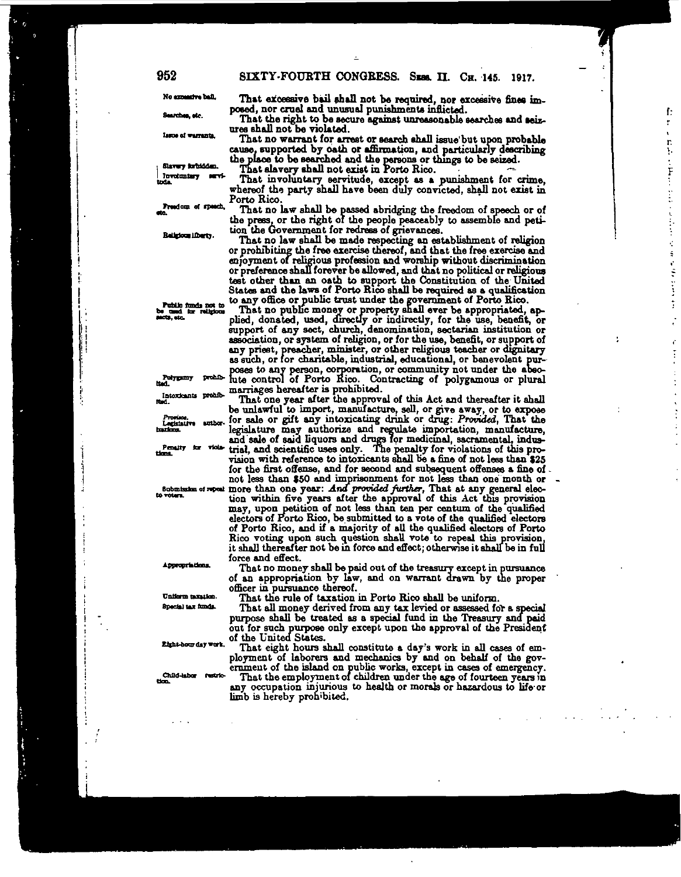No excessive bail.

That excessive bail shall not be required, nor excessive fines imposed, nor cruel and unusual punishments inflicted.

Searches, etc.

That the right to be secure against unreasonable searches and seizures shall not be violated.

Issue of warrants.

That no warrant for arrest or search shall issue but upon probable cause, supported by oath or affirmation, and particularly describing the place to be searched and the persons or things to be seized.

Slavery forbidden.

That slavery shall not exist in Porto Rico.

Involuntary servitude.

That involuntary servitude, except as a punishment for crime, whereof the party shall have been duly convicted, shall not exist in Porto Rico.

Freedom of speech, etc.

That no law shall be passed abridging the freedom of speech or of the press, or the right of the people peaceably to assemble and petition the Government for redress of grievances.

Religious liberty.

That no law shall be made respecting an establishment of religion or prohibiting the free exercise thereof, and that the free exercise and enjoyment of religious profession and worship without discrimination or preference shall forever be allowed, and that no political or religious test other than an oath to support the Constitution of the United States and the laws of Porto Rico shall be required as a qualification to any office or public trust under the government of Porto Rico.

Public funds not to be used for religious sects, etc.

That no public money or property shall ever be appropriated, applied, donated, used, directly or indirectly, for the use, benefit, or support of any sect, church, denomination, sectarian institution or association, or system of religion, or for the use, benefit, or support of any priest, preacher, minister, or other religious teacher or dignitary as such, or for charitable, industrial, educational, or benevolent purposes to any person, corporation, or community not under the absolute control of Porto Rico.

Polygamy prohibited.

Contracting of polygamous or plural marriages hereafter is prohibited.

Intoxicants prohibited.

That one year after the approval of this Act and thereafter it shall be unlawful to import, manufacture, sell, or give away, or to expose for sale or gift any intoxicating drink or drug:

Proviso. Legislative authorizations.

*Provided*, That the legislature may authorize and regulate importation, manufacture, and sale of said liquors and drugs for medicinal, sacramental, industrial, and scientific uses only.

Penalty for violations.

The penalty for violations of this provision with reference to intoxicants shall be a fine of not less than $25 for the first offense, and for second and subsequent offenses a fine of not less than $50 and imprisonment for not less than one month or more than one year:

Submission of repeal to voters.

*And provided further*, That at any general election within five years after the approval of this Act this provision may, upon petition of not less than ten per centum of the qualified electors of Porto Rico, be submitted to a vote of the qualified electors of Porto Rico, and if a majority of all the qualified electors of Porto Rico voting upon such question shall vote to repeal this provision, it shall thereafter not be in force and effect; otherwise it shall be in full force and effect.

Appropriations.

That no money shall be paid out of the treasury except in pursuance of an appropriation by law, and on warrant drawn by the proper officer in pursuance thereof.

Uniform taxation.

That the rule of taxation in Porto Rico shall be uniform.

Special tax funds.

That all money derived from any tax levied or assessed for a special purpose shall be treated as a special fund in the Treasury and paid out for such purpose only except upon the approval of the President of the United States.

Eight-hour day work.

That eight hours shall constitute a day's work in all cases of employment of laborers and mechanics by and on behalf of the government of the island on public works, except in cases of emergency.

Child-labor restriction.

That the employment of children under the age of fourteen years in any occupation injurious to health or morals or hazardous to life or limb is hereby prohibited.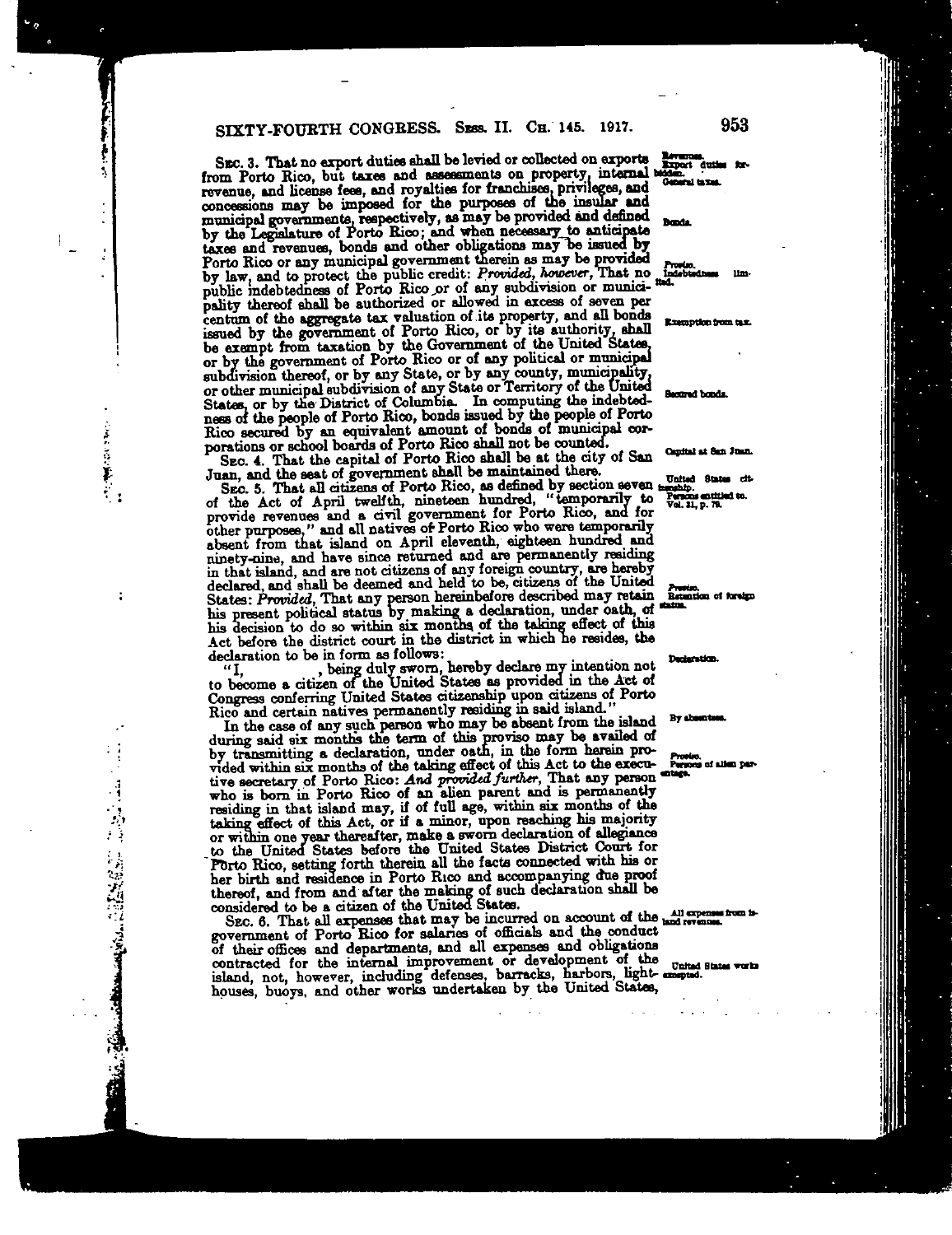SEC. 3. That no export duties shall be levied or collected on exports from Porto Rico, but taxes and assessments on property, internal revenue, and license fees, and royalties for franchises, privileges, and concessions may be imposed for the purposes of the insular and municipal governments, respectively, as may be provided and defined by the Legislature of Porto Rico; and when necessary to anticipate taxes and revenues, bonds and other obligations may be issued by Porto Rico or any municipal government therein as may be provided by law, and to protect the public credit: *Provided, however*, That no public indebtedness of Porto Rico or of any subdivision or municipality thereof shall be authorized or allowed in excess of seven per centum of the aggregate tax valuation of its property, and all bonds issued by the government of Porto Rico, or by its authority, shall be exempt from taxation by the Government of the United States, or by the government of Porto Rico or of any political or municipal subdivision thereof, or by any State, or by any county, municipality, or other municipal subdivision of any State or Territory of the United States, or by the District of Columbia. In computing the indebtedness of the people of Porto Rico, bonds issued by the people of Porto Rico secured by an equivalent amount of bonds of municipal corporations or school boards of Porto Rico shall not be counted.

SEC. 4. That the capital of Porto Rico shall be at the city of San Juan, and the seat of government shall be maintained there.

SEC. 5. That all citizens of Porto Rico, as defined by section seven of the Act of April twelfth, nineteen hundred, "temporarily to provide revenues and a civil government for Porto Rico, and for other purposes," and all natives of Porto Rico who were temporarily absent from that island on April eleventh, eighteen hundred and ninety-nine, and have since returned and are permanently residing in that island, and are not citizens of any foreign country, are hereby declared, and shall be deemed and held to be, citizens of the United States: *Provided*, That any person hereinbefore described may retain his present political status by making a declaration, under oath, of his decision to do so within six months of the taking effect of this Act before the district court in the district in which he resides, the declaration to be in form as follows:

"I, , being duly sworn, hereby declare my intention not to become a citizen of the United States as provided in the Act of Congress conferring United States citizenship upon citizens of Porto Rico and certain natives permanently residing in said island."

In the case of any such person who may be absent from the island during said six months the term of this proviso may be availed of by transmitting a declaration, under oath, in the form herein provided within six months of the taking effect of this Act to the executive secretary of Porto Rico: *And provided further*, That any person who is born in Porto Rico of an alien parent and is permanently residing in that island may, if of full age, within six months of the taking effect of this Act, or if a minor, upon reaching his majority or within one year thereafter, make a sworn declaration of allegiance to the United States before the United States District Court for Porto Rico, setting forth therein all the facts connected with his or her birth and residence in Porto Rico and accompanying due proof thereof, and from and after the making of such declaration shall be considered to be a citizen of the United States.

SEC. 6. That all expenses that may be incurred on account of the government of Porto Rico for salaries of officials and the conduct of their offices and departments, and all expenses and obligations contracted for the internal improvement or development of the island, not, however, including defenses, barracks, harbors, lighthouses, buoys, and other works undertaken by the United States,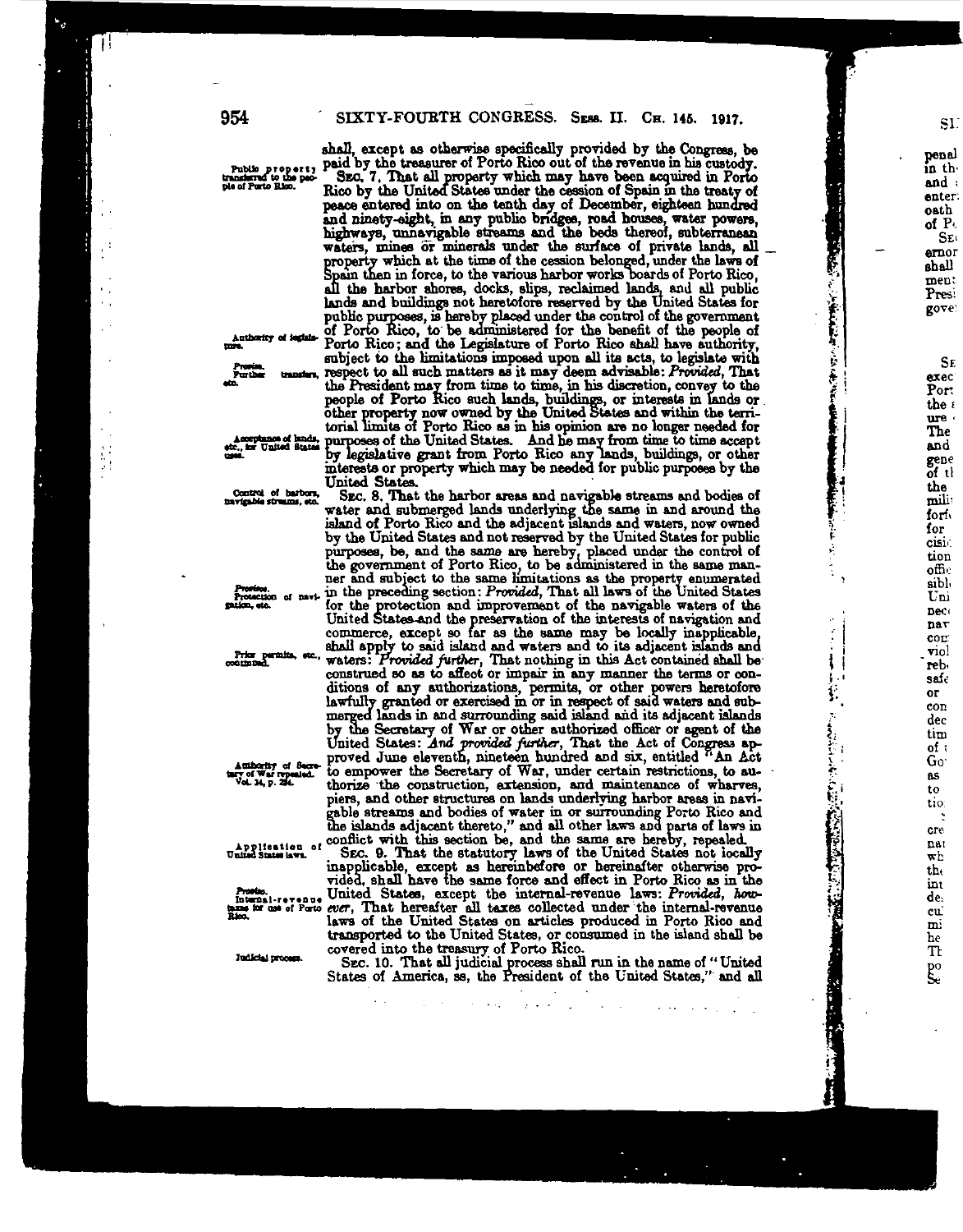shall, except as otherwise specifically provided by the Congress, be paid by the treasurer of Porto Rico out of the revenue in his custody.

Public property transferred to the people of Porto Rico.

SEC. 7. That all property which may have been acquired in Porto Rico by the United States under the cession of Spain in the treaty of peace entered into on the tenth day of December, eighteen hundred and ninety-eight, in any public bridges, road houses, water powers, highways, unnavigable streams and the beds thereof, subterranean waters, mines or minerals under the surface of private lands, all property which at the time of the cession belonged, under the laws of Spain then in force, to the various harbor works boards of Porto Rico, all the harbor shores, docks, slips, reclaimed lands, and all public lands and buildings not heretofore reserved by the United States for public purposes, is hereby placed under the control of the government of Porto Rico, to be administered for the benefit of the people of Porto Rico; and the Legislature of Porto Rico shall have authority, subject to the limitations imposed upon all its acts, to legislate with respect to all such matters as it may deem advisable: *Provided*, That the President may from time to time, in his discretion, convey to the people of Porto Rico such lands, buildings, or interests in lands or other property now owned by the United States and within the territorial limits of Porto Rico as in his opinion are no longer needed for purposes of the United States. And he may from time to time accept by legislative grant from Porto Rico any lands, buildings, or other interests or property which may be needed for public purposes by the United States.

Authority of legislature.

Proviso. Further transfers, etc.

Acceptance of lands, etc., for United States uses.

Control of harbors, navigable streams, etc.

SEC. 8. That the harbor areas and navigable streams and bodies of water and submerged lands underlying the same in and around the island of Porto Rico and the adjacent islands and waters, now owned by the United States and not reserved by the United States for public purposes, be, and the same are hereby, placed under the control of the government of Porto Rico, to be administered in the same manner and subject to the same limitations as the property enumerated in the preceding section: *Provided*, That all laws of the United States for the protection and improvement of the navigable waters of the United States and the preservation of the interests of navigation and commerce, except so far as the same may be locally inapplicable, shall apply to said island and waters and to its adjacent islands and waters: *Provided further*, That nothing in this Act contained shall be construed so as to affect or impair in any manner the terms or conditions of any authorizations, permits, or other powers heretofore lawfully granted or exercised in or in respect of said waters and submerged lands in and surrounding said island and its adjacent islands by the Secretary of War or other authorized officer or agent of the United States: *And provided further*, That the Act of Congress approved June eleventh, nineteen hundred and six, entitled "An Act to empower the Secretary of War, under certain restrictions, to authorize the construction, extension, and maintenance of wharves, piers, and other structures on lands underlying harbor areas in navigable streams and bodies of water in or surrounding Porto Rico and the islands adjacent thereto," and all other laws and parts of laws in conflict with this section be, and the same are hereby, repealed.

Provisos. Protection of navigation, etc.

Prior permits, etc., continued.

Authority of Secretary of War repealed. Vol. 34, p. 234.

Application of United States laws.

SEC. 9. That the statutory laws of the United States not locally inapplicable, except as hereinbefore or hereinafter otherwise provided, shall have the same force and effect in Porto Rico as in the United States, except the internal-revenue laws: *Provided, however*, That hereafter all taxes collected under the internal-revenue laws of the United States on articles produced in Porto Rico and transported to the United States, or consumed in the island shall be covered into the treasury of Porto Rico.

Proviso. Internal-revenue taxes for use of Porto Rico.

Judicial process.

SEC. 10. That all judicial process shall run in the name of "United States of America, ss, the President of the United States," and all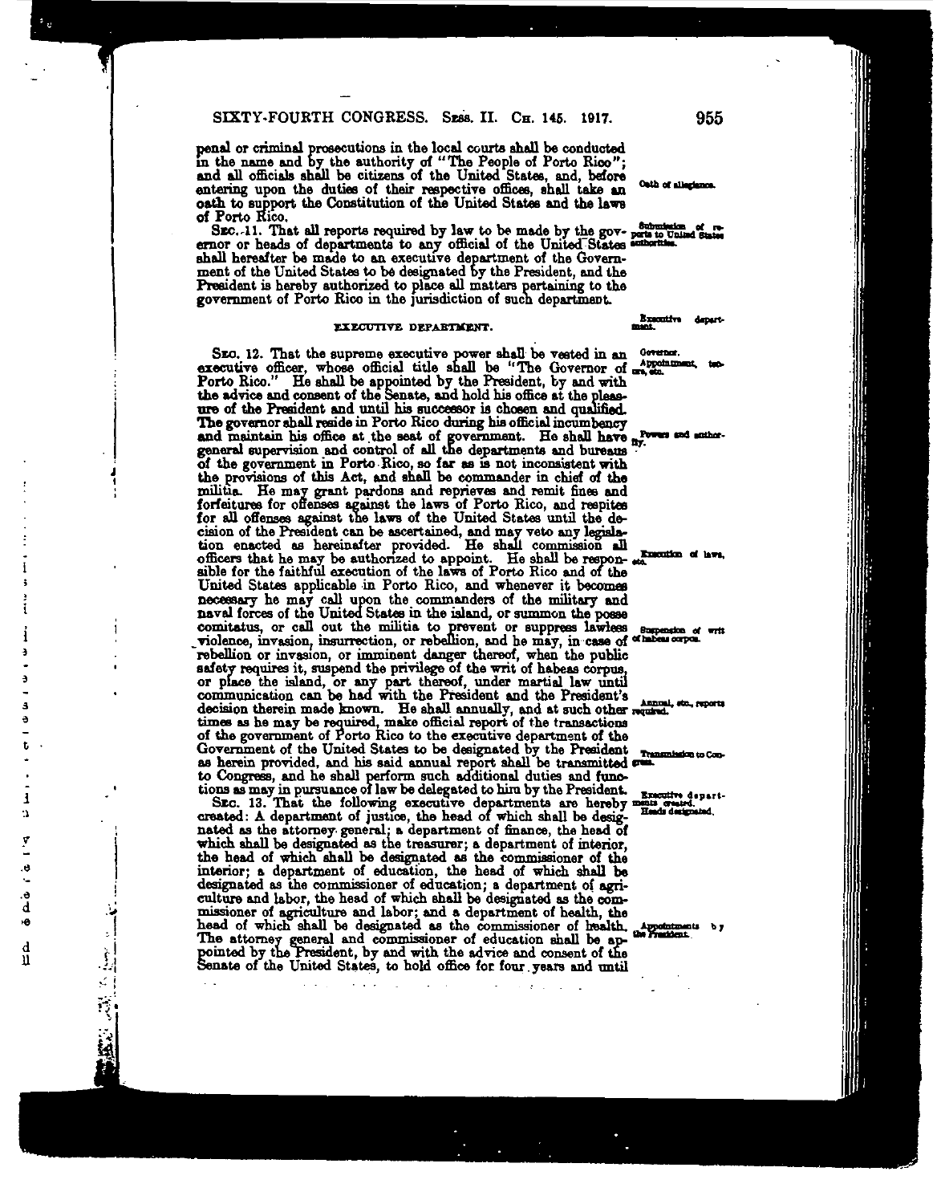penal or criminal prosecutions in the local courts shall be conducted in the name and by the authority of "The People of Porto Rico"; and all officials shall be citizens of the United States, and, before entering upon the duties of their respective offices, shall take an oath to support the Constitution of the United States and the laws of Porto Rico.

Oath of allegiance.

SEC. 11. That all reports required by law to be made by the governor or heads of departments to any official of the United States shall hereafter be made to an executive department of the Government of the United States to be designated by the President, and the President is hereby authorized to place all matters pertaining to the government of Porto Rico in the jurisdiction of such department.

Submission of reports to United States authorities.

## EXECUTIVE DEPARTMENT.

Executive department.

SEC. 12. That the supreme executive power shall be vested in an executive officer, whose official title shall be "The Governor of Porto Rico." He shall be appointed by the President, by and with the advice and consent of the Senate, and hold his office at the pleasure of the President and until his successor is chosen and qualified. The governor shall reside in Porto Rico during his official incumbency and maintain his office at the seat of government. He shall have general supervision and control of all the departments and bureaus of the government in Porto Rico, so far as is not inconsistent with the provisions of this Act, and shall be commander in chief of the militia. He may grant pardons and reprieves and remit fines and forfeitures for offenses against the laws of Porto Rico, and respites for all offenses against the laws of the United States until the decision of the President can be ascertained, and may veto any legislation enacted as hereinafter provided. He shall commission all officers that he may be authorized to appoint. He shall be responsible for the faithful execution of the laws of Porto Rico and of the United States applicable in Porto Rico, and whenever it becomes necessary he may call upon the commanders of the military and naval forces of the United States in the island, or summon the posse comitatus, or call out the militia to prevent or suppress lawless violence, invasion, insurrection, or rebellion, and he may, in case of rebellion or invasion, or imminent danger thereof, when the public safety requires it, suspend the privilege of the writ of habeas corpus, or place the island, or any part thereof, under martial law until communication can be had with the President and the President's decision therein made known. He shall annually, and at such other times as he may be required, make official report of the transactions of the government of Porto Rico to the executive department of the Government of the United States to be designated by the President as herein provided, and his said annual report shall be transmitted to Congress, and he shall perform such additional duties and functions as may in pursuance of law be delegated to him by the President.

Governor. Appointment, tenure, etc.

Powers and authority.

Execution of laws, etc.

Suspension of writ of habeas corpus.

Annual, etc., reports required.

Transmission to Congress.

SEC. 13. That the following executive departments are hereby created: A department of justice, the head of which shall be designated as the attorney general; a department of finance, the head of which shall be designated as the treasurer; a department of interior, the head of which shall be designated as the commissioner of the interior; a department of education, the head of which shall be designated as the commissioner of education; a department of agriculture and labor, the head of which shall be designated as the commissioner of agriculture and labor; and a department of health, the head of which shall be designated as the commissioner of health. The attorney general and commissioner of education shall be appointed by the President, by and with the advice and consent of the Senate of the United States, to hold office for four years and until

Executive departments created. Heads designated.

Appointments by the President.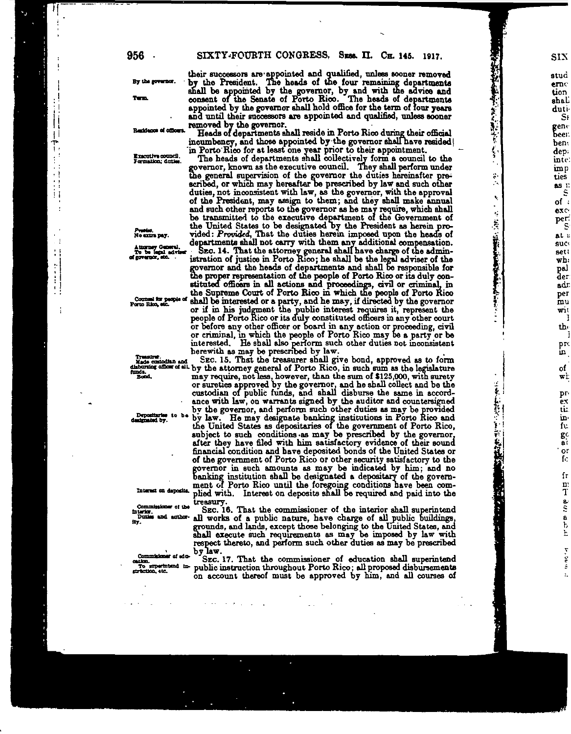their successors are appointed and qualified, unless sooner removed by the President. The heads of the four remaining departments shall be appointed by the governor, by and with the advice and consent of the Senate of Porto Rico. The heads of departments appointed by the governor shall hold office for the term of four years and until their successors are appointed and qualified, unless sooner removed by the governor.

By the governor.

Term.

Residence of officers.

Heads of departments shall reside in Porto Rico during their official incumbency, and those appointed by the governor shall have resided in Porto Rico for at least one year prior to their appointment.

Executive council. Formation; duties.

The heads of departments shall collectively form a council to the governor, known as the executive council. They shall perform under the general supervision of the governor the duties hereinafter prescribed, or which may hereafter be prescribed by law and such other duties, not inconsistent with law, as the governor, with the approval of the President, may assign to them; and they shall make annual and such other reports to the governor as he may require, which shall be transmitted to the executive department of the Government of the United States to be designated by the President as herein provided: *Provided*, That the duties herein imposed upon the heads of departments shall not carry with them any additional compensation.

*Proviso.* No extra pay.

Attorney General. To be legal adviser of governor, etc.

SEC. 14. That the attorney general shall have charge of the administration of justice in Porto Rico; he shall be the legal adviser of the governor and the heads of departments and shall be responsible for the proper representation of the people of Porto Rico or its duly constituted officers in all actions and proceedings, civil or criminal, in the Supreme Court of Porto Rico in which the people of Porto Rico shall be interested or a party, and he may, if directed by the governor or if in his judgment the public interest requires it, represent the people of Porto Rico or its duly constituted officers in any other court or before any other officer or board in any action or proceeding, civil or criminal, in which the people of Porto Rico may be a party or be interested. He shall also perform such other duties not inconsistent herewith as may be prescribed by law.

Counsel for people of Porto Rico, etc.

Treasurer. Made custodian and disbursing officer of all funds. Bond.

SEC. 15. That the treasurer shall give bond, approved as to form by the attorney general of Porto Rico, in such sum as the legislature may require, not less, however, than the sum of $125,000, with surety or sureties approved by the governor, and he shall collect and be the custodian of public funds, and shall disburse the same in accordance with law, on warrants signed by the auditor and countersigned by the governor, and perform such other duties as may be provided by law. He may designate banking institutions in Porto Rico and the United States as depositaries of the government of Porto Rico, subject to such conditions as may be prescribed by the governor, after they have filed with him satisfactory evidence of their sound financial condition and have deposited bonds of the United States or of the government of Porto Rico or other security satisfactory to the governor in such amounts as may be indicated by him; and no banking institution shall be designated a depositary of the government of Porto Rico until the foregoing conditions have been complied with. Interest on deposits shall be required and paid into the treasury.

Depositaries to be designated by.

Interest on deposits.

Commissioner of the interior. Duties and authority.

SEC. 16. That the commissioner of the interior shall superintend all works of a public nature, have charge of all public buildings, grounds, and lands, except those belonging to the United States, and shall execute such requirements as may be imposed by law with respect thereto, and perform such other duties as may be prescribed by law.

Commissioner of education. To superintend instruction, etc.

SEC. 17. That the commissioner of education shall superintend public instruction throughout Porto Rico; all proposed disbursements on account thereof must be approved by him, and all courses of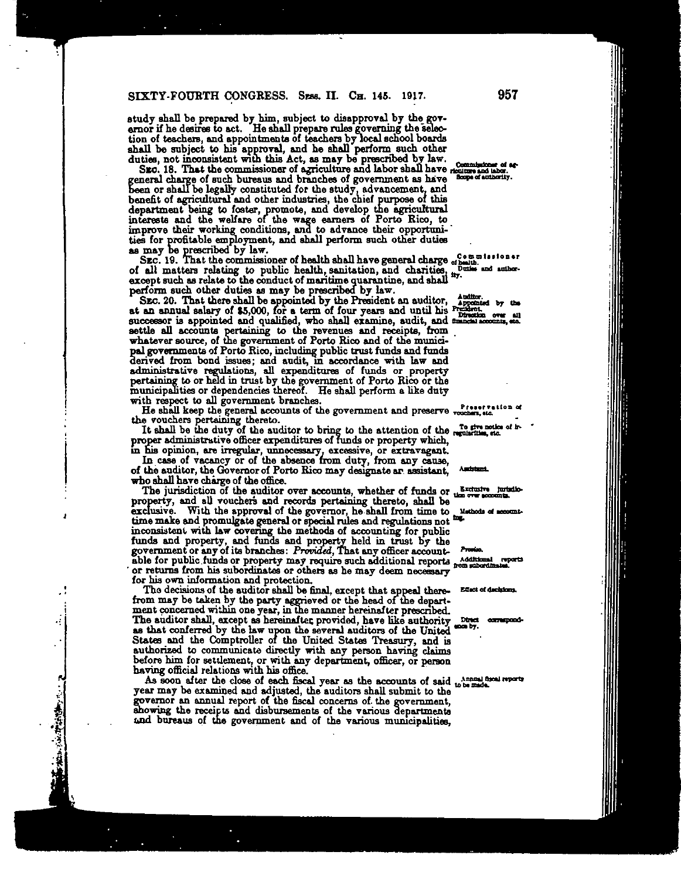study shall be prepared by him, subject to disapproval by the governor if he desires to act. He shall prepare rules governing the selection of teachers, and appointments of teachers by local school boards shall be subject to his approval, and he shall perform such other duties, not inconsistent with this Act, as may be prescribed by law.

Commissioner of agriculture and labor. Scope of authority.

SEC. 18. That the commissioner of agriculture and labor shall have general charge of such bureaus and branches of government as have been or shall be legally constituted for the study, advancement, and benefit of agricultural and other industries, the chief purpose of this department being to foster, promote, and develop the agricultural interests and the welfare of the wage earners of Porto Rico, to improve their working conditions, and to advance their opportunities for profitable employment, and shall perform such other duties as may be prescribed by law.

Commissioner of health. Duties and authority.

SEC. 19. That the commissioner of health shall have general charge of all matters relating to public health, sanitation, and charities, except such as relate to the conduct of maritime quarantine, and shall perform such other duties as may be prescribed by law.

Auditor. Appointed by the President. Direction over all financial accounts, etc.

SEC. 20. That there shall be appointed by the President an auditor, at an annual salary of $5,000, for a term of four years and until his successor is appointed and qualified, who shall examine, audit, and settle all accounts pertaining to the revenues and receipts, from whatever source, of the government of Porto Rico and of the municipal governments of Porto Rico, including public trust funds and funds derived from bond issues; and audit, in accordance with law and administrative regulations, all expenditures of funds or property pertaining to or held in trust by the government of Porto Rico or the municipalities or dependencies thereof. He shall perform a like duty with respect to all government branches.

Preservation of vouchers, etc.

He shall keep the general accounts of the government and preserve the vouchers pertaining thereto.

To give notice of irregularities, etc.

It shall be the duty of the auditor to bring to the attention of the proper administrative officer expenditures of funds or property which, in his opinion, are irregular, unnecessary, excessive, or extravagant.

Assistant.

In case of vacancy or of the absence from duty, from any cause, of the auditor, the Governor of Porto Rico may designate an assistant, who shall have charge of the office.

Exclusive jurisdiction over accounts.

Methods of accounting.

The jurisdiction of the auditor over accounts, whether of funds or property, and all vouchers and records pertaining thereto, shall be exclusive. With the approval of the governor, he shall from time to time make and promulgate general or special rules and regulations not inconsistent with law covering the methods of accounting for public funds and property, and funds and property held in trust by the government or any of its branches: *Provided*, That any officer accountable for public funds or property may require such additional reports or returns from his subordinates or others as he may deem necessary for his own information and protection.

Proviso. Additional reports from subordinates.

Effect of decisions.

The decisions of the auditor shall be final, except that appeal therefrom may be taken by the party aggrieved or the head of the department concerned within one year, in the manner hereinafter prescribed. The auditor shall, except as hereinafter provided, have like authority as that conferred by the law upon the several auditors of the United States and the Comptroller of the United States Treasury, and is authorized to communicate directly with any person having claims before him for settlement, or with any department, officer, or person having official relations with his office.

Direct correspondence by.

Annual fiscal reports to be made.

As soon after the close of each fiscal year as the accounts of said year may be examined and adjusted, the auditors shall submit to the governor an annual report of the fiscal concerns of the government, showing the receipts and disbursements of the various departments and bureaus of the government and of the various municipalities,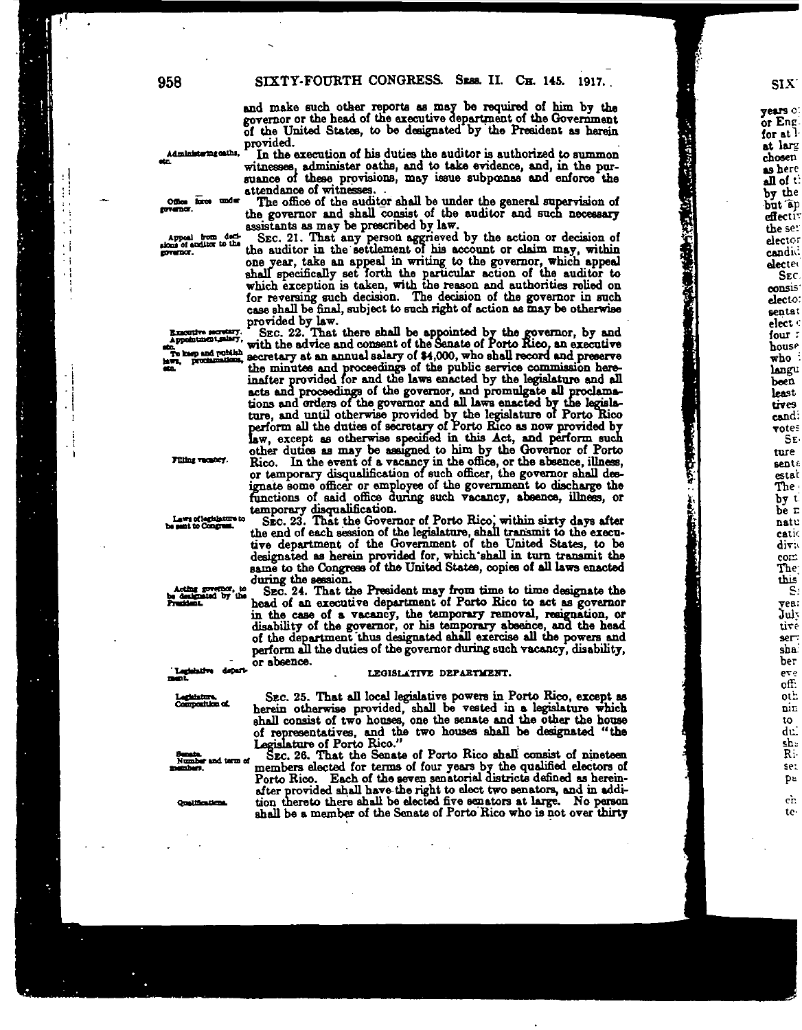and make such other reports as may be required of him by the governor or the head of the executive department of the Government of the United States, to be designated by the President as herein provided.

Administering oaths, etc.

In the execution of his duties the auditor is authorized to summon witnesses, administer oaths, and to take evidence, and, in the pursuance of these provisions, may issue subpœnas and enforce the attendance of witnesses.

Office force under governor.

The office of the auditor shall be under the general supervision of the governor and shall consist of the auditor and such necessary assistants as may be prescribed by law.

Appeal from decisions of auditor to the governor.

SEC. 21. That any person aggrieved by the action or decision of the auditor in the settlement of his account or claim may, within one year, take an appeal in writing to the governor, which appeal shall specifically set forth the particular action of the auditor to which exception is taken, with the reason and authorities relied on for reversing such decision. The decision of the governor in such case shall be final, subject to such right of action as may be otherwise provided by law.

Executive secretary. Appointment, salary, etc.

To keep and publish laws, proclamations, etc.

SEC. 22. That there shall be appointed by the governor, by and with the advice and consent of the Senate of Porto Rico, an executive secretary at an annual salary of $4,000, who shall record and preserve the minutes and proceedings of the public service commission hereinafter provided for and the laws enacted by the legislature and all acts and proceedings of the governor, and promulgate all proclamations and orders of the governor and all laws enacted by the legislature, and until otherwise provided by the legislature of Porto Rico perform all the duties of secretary of Porto Rico as now provided by law, except as otherwise specified in this Act, and perform such other duties as may be assigned to him by the Governor of Porto Rico. In the event of a vacancy in the office, or the absence, illness, or temporary disqualification of such officer, the governor shall designate some officer or employee of the government to discharge the functions of said office during such vacancy, absence, illness, or temporary disqualification.

Filling vacancy.

Laws of legislature to be sent to Congress.

SEC. 23. That the Governor of Porto Rico, within sixty days after the end of each session of the legislature, shall transmit to the executive department of the Government of the United States, to be designated as herein provided for, which shall in turn transmit the same to the Congress of the United States, copies of all laws enacted during the session.

Acting governor, to be designated by the President.

SEC. 24. That the President may from time to time designate the head of an executive department of Porto Rico to act as governor in the case of a vacancy, the temporary removal, resignation, or disability of the governor, or his temporary absence, and the head of the department thus designated shall exercise all the powers and perform all the duties of the governor during such vacancy, disability, or absence.

Legislative department.

## LEGISLATIVE DEPARTMENT.

Legislature. Composition of.

SEC. 25. That all local legislative powers in Porto Rico, except as herein otherwise provided, shall be vested in a legislature which shall consist of two houses, one the senate and the other the house of representatives, and the two houses shall be designated "the Legislature of Porto Rico."

Senate. Number and term of members.

SEC. 26. That the Senate of Porto Rico shall consist of nineteen members elected for terms of four years by the qualified electors of Porto Rico. Each of the seven senatorial districts defined as hereinafter provided shall have the right to elect two senators, and in addition thereto there shall be elected five senators at large. No person shall be a member of the Senate of Porto Rico who is not over thirty

Qualifications.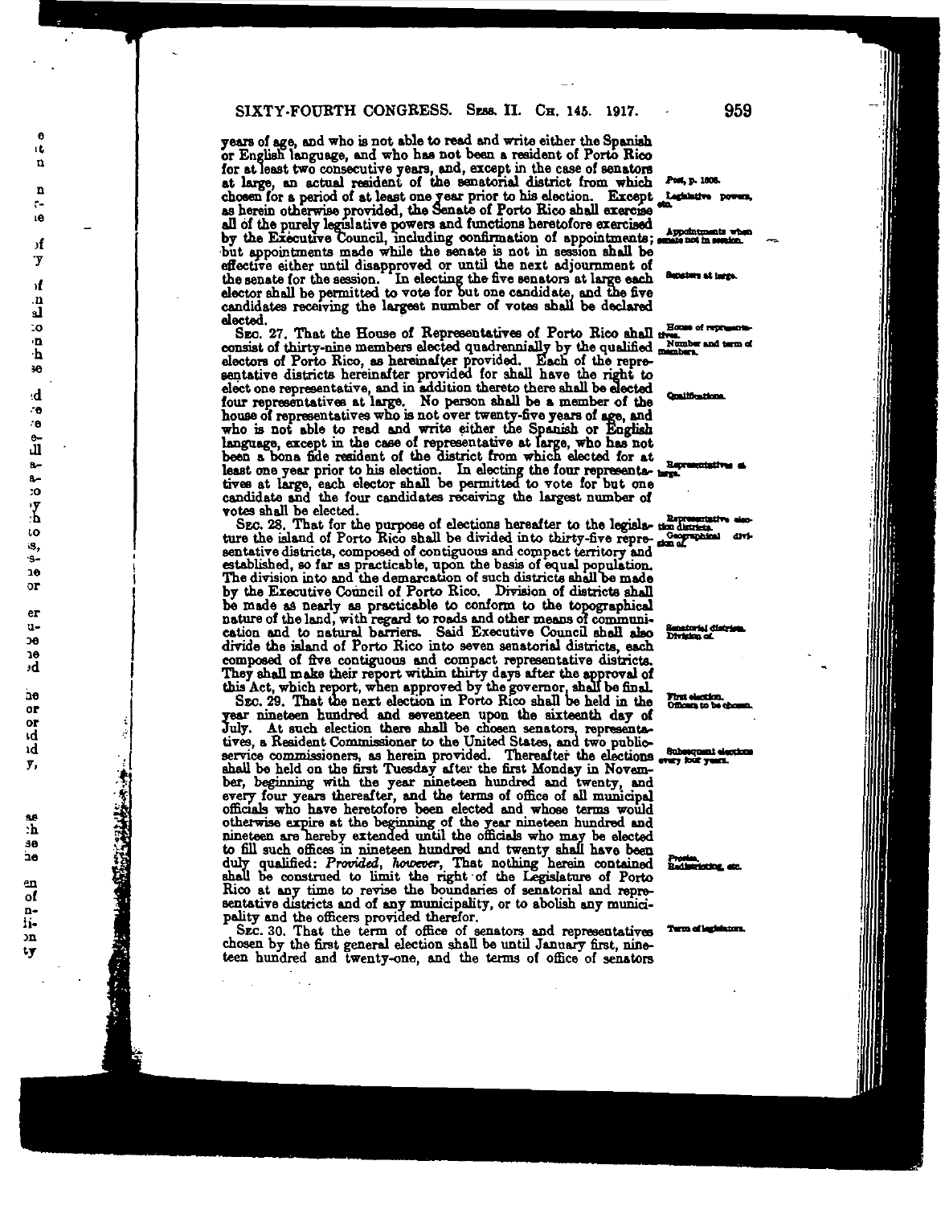years of age, and who is not able to read and write either the Spanish or English language, and who has not been a resident of Porto Rico for at least two consecutive years, and, except in the case of senators at large, an actual resident of the senatorial district from which chosen for a period of at least one year prior to his election. Except as herein otherwise provided, the Senate of Porto Rico shall exercise all of the purely legislative powers and functions heretofore exercised by the Executive Council, including confirmation of appointments; but appointments made while the senate is not in session shall be effective either until disapproved or until the next adjournment of the senate for the session. In electing the five senators at large each elector shall be permitted to vote for but one candidate, and the five candidates receiving the largest number of votes shall be declared elected.

Post, p. 1008.

Legislative powers, etc.

Appointments when senate not in session.

Senators at large.

SEC. 27. That the House of Representatives of Porto Rico shall consist of thirty-nine members elected quadrennially by the qualified electors of Porto Rico, as hereinafter provided. Each of the representative districts hereinafter provided for shall have the right to elect one representative, and in addition thereto there shall be elected four representatives at large. No person shall be a member of the house of representatives who is not over twenty-five years of age, and who is not able to read and write either the Spanish or English language, except in the case of representative at large, who has not been a bona fide resident of the district from which elected for at least one year prior to his election. In electing the four representatives at large, each elector shall be permitted to vote for but one candidate and the four candidates receiving the largest number of votes shall be elected.

House of representatives.

Number and term of members.

Qualifications.

Representatives at large.

SEC. 28. That for the purpose of elections hereafter to the legislature the island of Porto Rico shall be divided into thirty-five representative districts, composed of contiguous and compact territory and established, so far as practicable, upon the basis of equal population. The division into and the demarcation of such districts shall be made by the Executive Council of Porto Rico. Division of districts shall be made as nearly as practicable to conform to the topographical nature of the land, with regard to roads and other means of communication and to natural barriers. Said Executive Council shall also divide the island of Porto Rico into seven senatorial districts, each composed of five contiguous and compact representative districts. They shall make their report within thirty days after the approval of this Act, which report, when approved by the governor, shall be final.

Representative election districts.

Geographical division of.

Senatorial districts. Division of.

SEC. 29. That the next election in Porto Rico shall be held in the year nineteen hundred and seventeen upon the sixteenth day of July. At such election there shall be chosen senators, representatives, a Resident Commissioner to the United States, and two public-service commissioners, as herein provided. Thereafter the elections shall be held on the first Tuesday after the first Monday in November, beginning with the year nineteen hundred and twenty, and every four years thereafter, and the terms of office of all municipal officials who have heretofore been elected and whose terms would otherwise expire at the beginning of the year nineteen hundred and nineteen are hereby extended until the officials who may be elected to fill such offices in nineteen hundred and twenty shall have been duly qualified: *Provided, however*, That nothing herein contained shall be construed to limit the right of the Legislature of Porto Rico at any time to revise the boundaries of senatorial and representative districts and of any municipality, or to abolish any municipality and the officers provided therefor.

First election. Officers to be chosen.

Subsequent elections every four years.

Proviso. Redistricting, etc.

SEC. 30. That the term of office of senators and representatives chosen by the first general election shall be until January first, nineteen hundred and twenty-one, and the terms of office of senators

Term of legislators.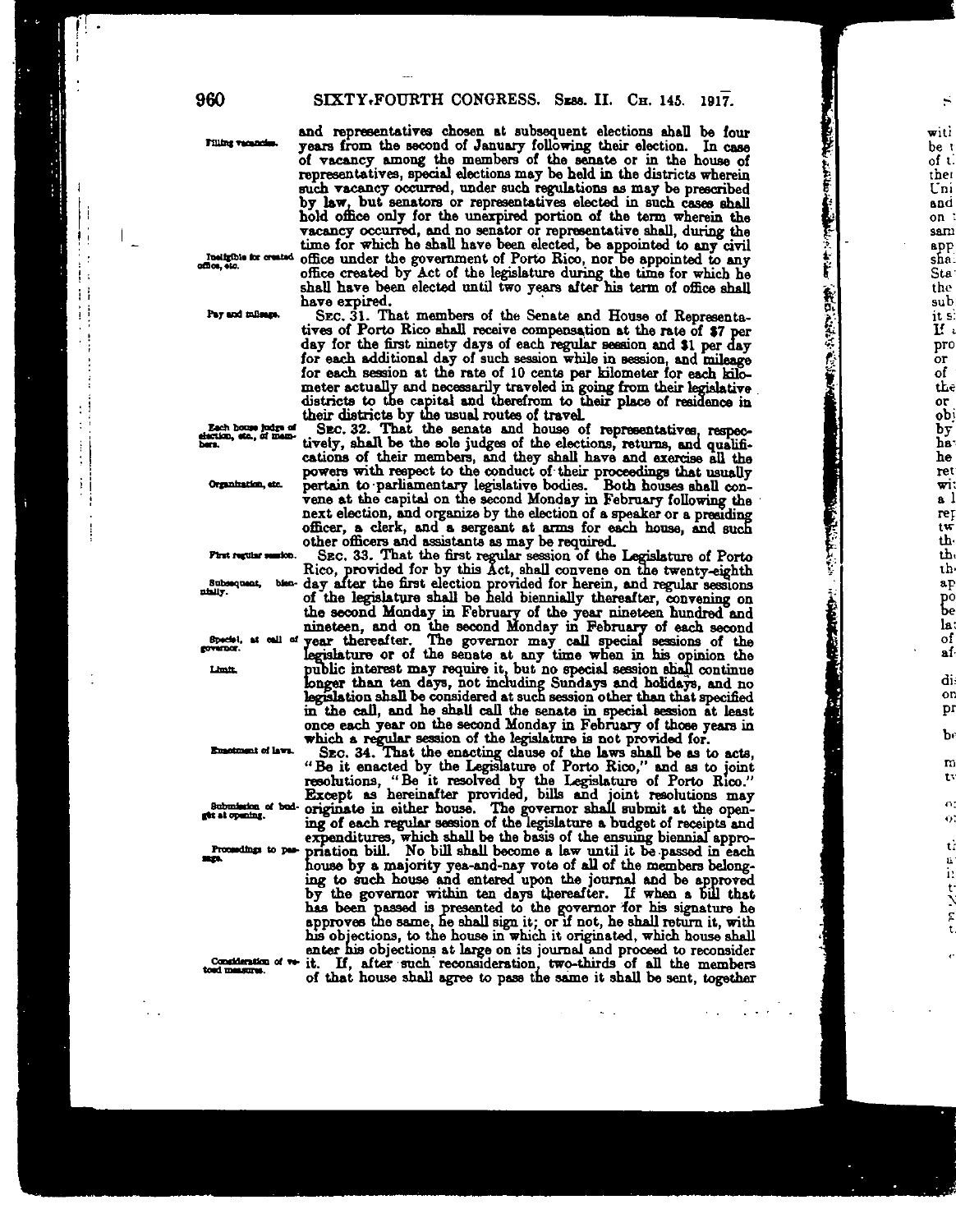and representatives chosen at subsequent elections shall be four years from the second of January following their election. In case of vacancy among the members of the senate or in the house of representatives, special elections may be held in the districts wherein such vacancy occurred, under such regulations as may be prescribed by law, but senators or representatives elected in such cases shall hold office only for the unexpired portion of the term wherein the vacancy occurred, and no senator or representative shall, during the time for which he shall have been elected, be appointed to any civil office under the government of Porto Rico, nor be appointed to any office created by Act of the legislature during the time for which he shall have been elected until two years after his term of office shall have expired.

*Filling vacancies.*

*Ineligible for created office, etc.*

SEC. 31. That members of the Senate and House of Representatives of Porto Rico shall receive compensation at the rate of $7 per day for the first ninety days of each regular session and $1 per day for each additional day of such session while in session, and mileage for each session at the rate of 10 cents per kilometer for each kilometer actually and necessarily traveled in going from their legislative districts to the capital and therefrom to their place of residence in their districts by the usual routes of travel.

*Pay and mileage.*

SEC. 32. That the senate and house of representatives, respectively, shall be the sole judges of the elections, returns, and qualifications of their members, and they shall have and exercise all the powers with respect to the conduct of their proceedings that usually pertain to parliamentary legislative bodies. Both houses shall convene at the capital on the second Monday in February following the next election, and organize by the election of a speaker or a presiding officer, a clerk, and a sergeant at arms for each house, and such other officers and assistants as may be required.

*Each house judge of election, etc., of members.*

*Organization, etc.*

SEC. 33. That the first regular session of the Legislature of Porto Rico, provided for by this Act, shall convene on the twenty-eighth day after the first election provided for herein, and regular sessions of the legislature shall be held biennially thereafter, convening on the second Monday in February of the year nineteen hundred and nineteen, and on the second Monday in February of each second year thereafter. The governor may call special sessions of the legislature or of the senate at any time when in his opinion the public interest may require it, but no special session shall continue longer than ten days, not including Sundays and holidays, and no legislation shall be considered at such session other than that specified in the call, and he shall call the senate in special session at least once each year on the second Monday in February of those years in which a regular session of the legislature is not provided for.

*First regular session.*

*Subsequent, biennially.*

*Special, at call of governor.*

*Limit.*

SEC. 34. That the enacting clause of the laws shall be as to acts, "Be it enacted by the Legislature of Porto Rico," and as to joint resolutions, "Be it resolved by the Legislature of Porto Rico." Except as hereinafter provided, bills and joint resolutions may originate in either house. The governor shall submit at the opening of each regular session of the legislature a budget of receipts and expenditures, which shall be the basis of the ensuing biennial appropriation bill. No bill shall become a law until it be passed in each house by a majority yea-and-nay vote of all of the members belonging to such house and entered upon the journal and be approved by the governor within ten days thereafter. If when a bill that has been passed is presented to the governor for his signature he approves the same, he shall sign it; or if not, he shall return it, with his objections, to the house in which it originated, which house shall enter his objections at large on its journal and proceed to reconsider it. If, after such reconsideration, two-thirds of all the members of that house shall agree to pass the same it shall be sent, together

*Enactment of laws.*

*Submission of budget at opening.*

*Proceedings to passage.*

*Consideration of vetoed measures.*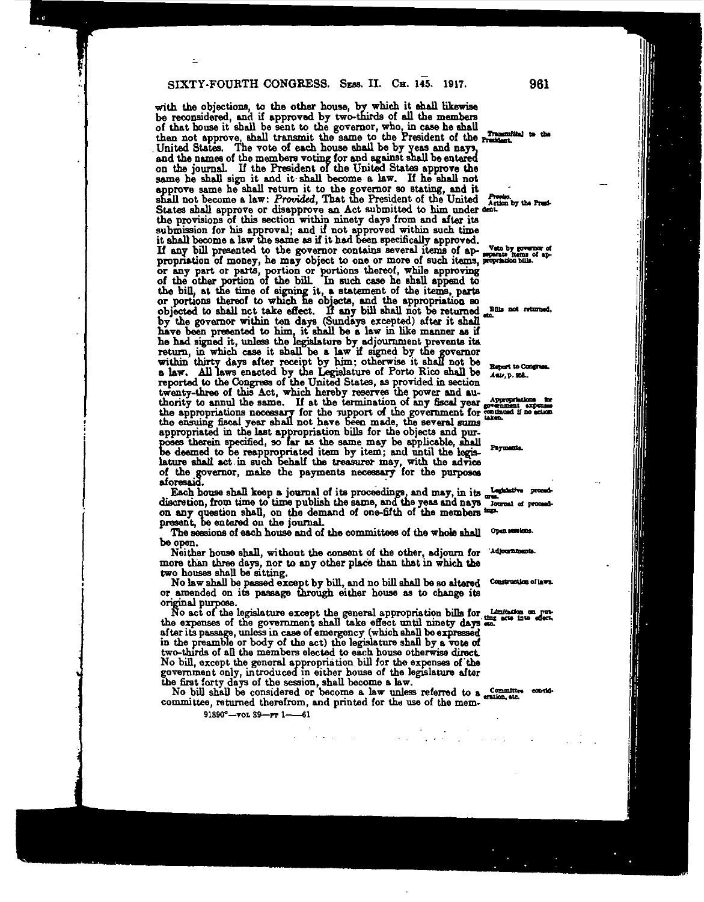with the objections, to the other house, by which it shall likewise be reconsidered, and if approved by two-thirds of all the members of that house it shall be sent to the governor, who, in case he shall then not approve, shall transmit the same to the President of the United States. The vote of each house shall be by yeas and nays, and the names of the members voting for and against shall be entered on the journal. If the President of the United States approve the same he shall sign it and it shall become a law. If he shall not approve same he shall return it to the governor so stating, and it shall not become a law: *Provided*, That the President of the United States shall approve or disapprove an Act submitted to him under the provisions of this section within ninety days from and after its submission for his approval; and if not approved within such time it shall become a law the same as if it had been specifically approved. If any bill presented to the governor contains several items of appropriation of money, he may object to one or more of such items, or any part or parts, portion or portions thereof, while approving of the other portion of the bill. In such case he shall append to the bill, at the time of signing it, a statement of the items, parts or portions thereof to which he objects, and the appropriation so objected to shall not take effect. If any bill shall not be returned by the governor within ten days (Sundays excepted) after it shall have been presented to him, it shall be a law in like manner as if he had signed it, unless the legislature by adjournment prevents its return, in which case it shall be a law if signed by the governor within thirty days after receipt by him; otherwise it shall not be a law. All laws enacted by the Legislature of Porto Rico shall be reported to the Congress of the United States, as provided in section twenty-three of this Act, which hereby reserves the power and authority to annul the same. If at the termination of any fiscal year the appropriations necessary for the support of the government for the ensuing fiscal year shall not have been made, the several sums appropriated in the last appropriation bills for the objects and purposes therein specified, so far as the same may be applicable, shall be deemed to be reappropriated item by item; and until the legislature shall act in such behalf the treasurer may, with the advice of the governor, make the payments necessary for the purposes aforesaid.

Each house shall keep a journal of its proceedings, and may, in its discretion, from time to time publish the same, and the yeas and nays on any question shall, on the demand of one-fifth of the members present, be entered on the journal.

The sessions of each house and of the committees of the whole shall be open.

Neither house shall, without the consent of the other, adjourn for more than three days, nor to any other place than that in which the two houses shall be sitting.

No law shall be passed except by bill, and no bill shall be so altered or amended on its passage through either house as to change its original purpose.

No act of the legislature except the general appropriation bills for the expenses of the government shall take effect until ninety days after its passage, unless in case of emergency (which shall be expressed in the preamble or body of the act) the legislature shall by a vote of two-thirds of all the members elected to each house otherwise direct. No bill, except the general appropriation bill for the expenses of the government only, introduced in either house of the legislature after the first forty days of the session, shall become a law.

No bill shall be considered or become a law unless referred to a committee, returned therefrom, and printed for the use of the mem-

Transmittal to the President.

Proviso. Action by the President.

Veto by governor of separate items of appropriation bills.

Bills not returned, etc.

Report to Congress. *Ante*, p. 958.

Appropriations for government expenses continued if no action taken.

Payments.

Legislative procedure. Journal of proceedings.

Open sessions.

Adjournments.

Construction of laws.

Limitation on putting acts into effect, etc.

Committee consideration, etc.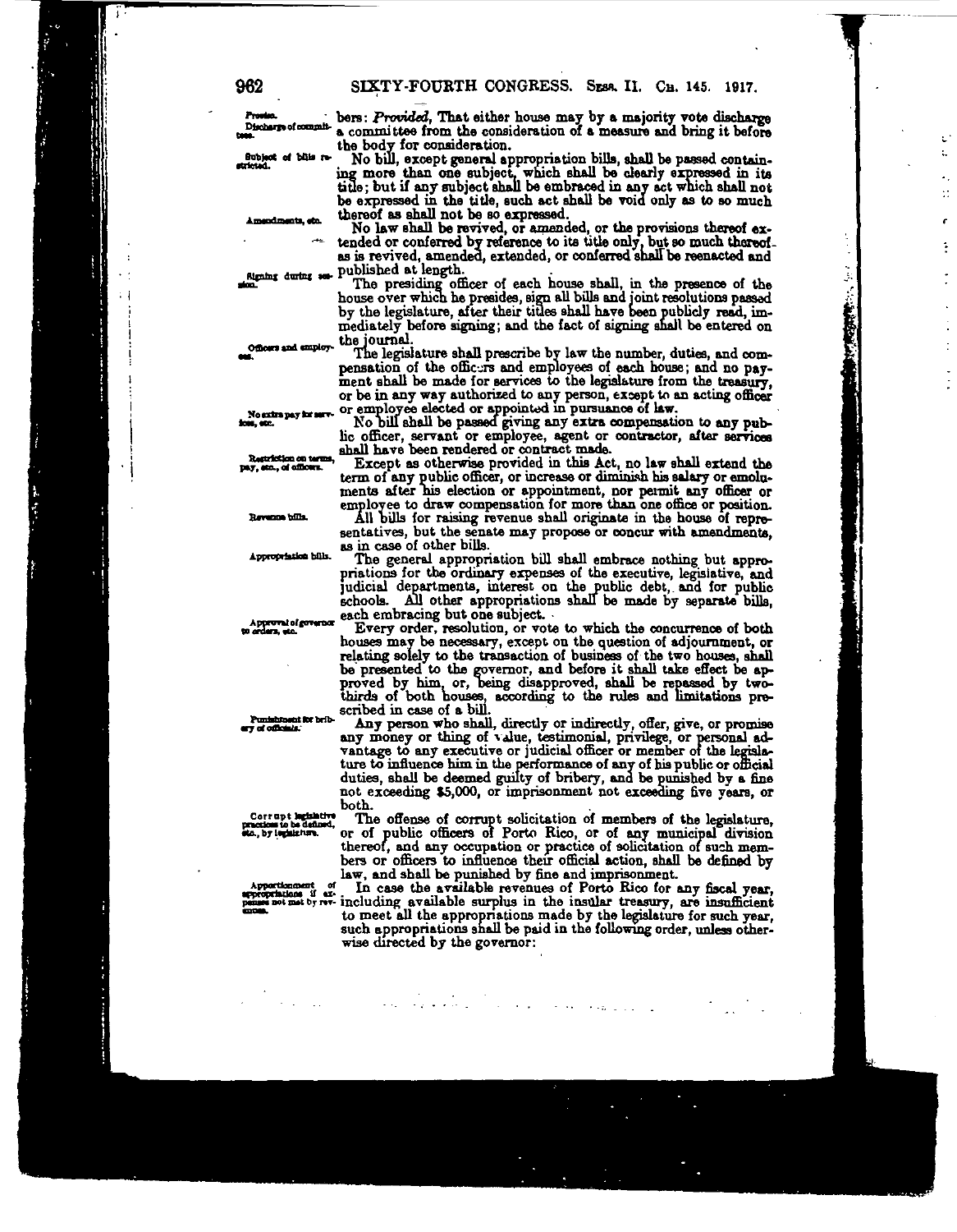bers: *Provided*, That either house may by a majority vote discharge a committee from the consideration of a measure and bring it before the body for consideration.

No bill, except general appropriation bills, shall be passed containing more than one subject, which shall be clearly expressed in its title; but if any subject shall be embraced in any act which shall not be expressed in the title, such act shall be void only as to so much thereof as shall not be so expressed.

No law shall be revived, or amended, or the provisions thereof extended or conferred by reference to its title only, but so much thereof as is revived, amended, extended, or conferred shall be reenacted and published at length.

The presiding officer of each house shall, in the presence of the house over which he presides, sign all bills and joint resolutions passed by the legislature, after their titles shall have been publicly read, immediately before signing; and the fact of signing shall be entered on the journal.

The legislature shall prescribe by law the number, duties, and compensation of the officers and employees of each house; and no payment shall be made for services to the legislature from the treasury, or be in any way authorized to any person, except to an acting officer or employee elected or appointed in pursuance of law.

No bill shall be passed giving any extra compensation to any public officer, servant or employee, agent or contractor, after services shall have been rendered or contract made.

Except as otherwise provided in this Act, no law shall extend the term of any public officer, or increase or diminish his salary or emoluments after his election or appointment, nor permit any officer or employee to draw compensation for more than one office or position.

All bills for raising revenue shall originate in the house of representatives, but the senate may propose or concur with amendments, as in case of other bills.

The general appropriation bill shall embrace nothing but appropriations for the ordinary expenses of the executive, legislative, and judicial departments, interest on the public debt, and for public schools. All other appropriations shall be made by separate bills, each embracing but one subject.

Every order, resolution, or vote to which the concurrence of both houses may be necessary, except on the question of adjournment, or relating solely to the transaction of business of the two houses, shall be presented to the governor, and before it shall take effect be approved by him, or, being disapproved, shall be repassed by two-thirds of both houses, according to the rules and limitations prescribed in case of a bill.

Any person who shall, directly or indirectly, offer, give, or promise any money or thing of value, testimonial, privilege, or personal advantage to any executive or judicial officer or member of the legislature to influence him in the performance of any of his public or official duties, shall be deemed guilty of bribery, and be punished by a fine not exceeding $5,000, or imprisonment not exceeding five years, or both.

The offense of corrupt solicitation of members of the legislature, or of public officers of Porto Rico, or of any municipal division thereof, and any occupation or practice of solicitation of such members or officers to influence their official action, shall be defined by law, and shall be punished by fine and imprisonment.

In case the available revenues of Porto Rico for any fiscal year, including available surplus in the insular treasury, are insufficient to meet all the appropriations made by the legislature for such year, such appropriations shall be paid in the following order, unless otherwise directed by the governor: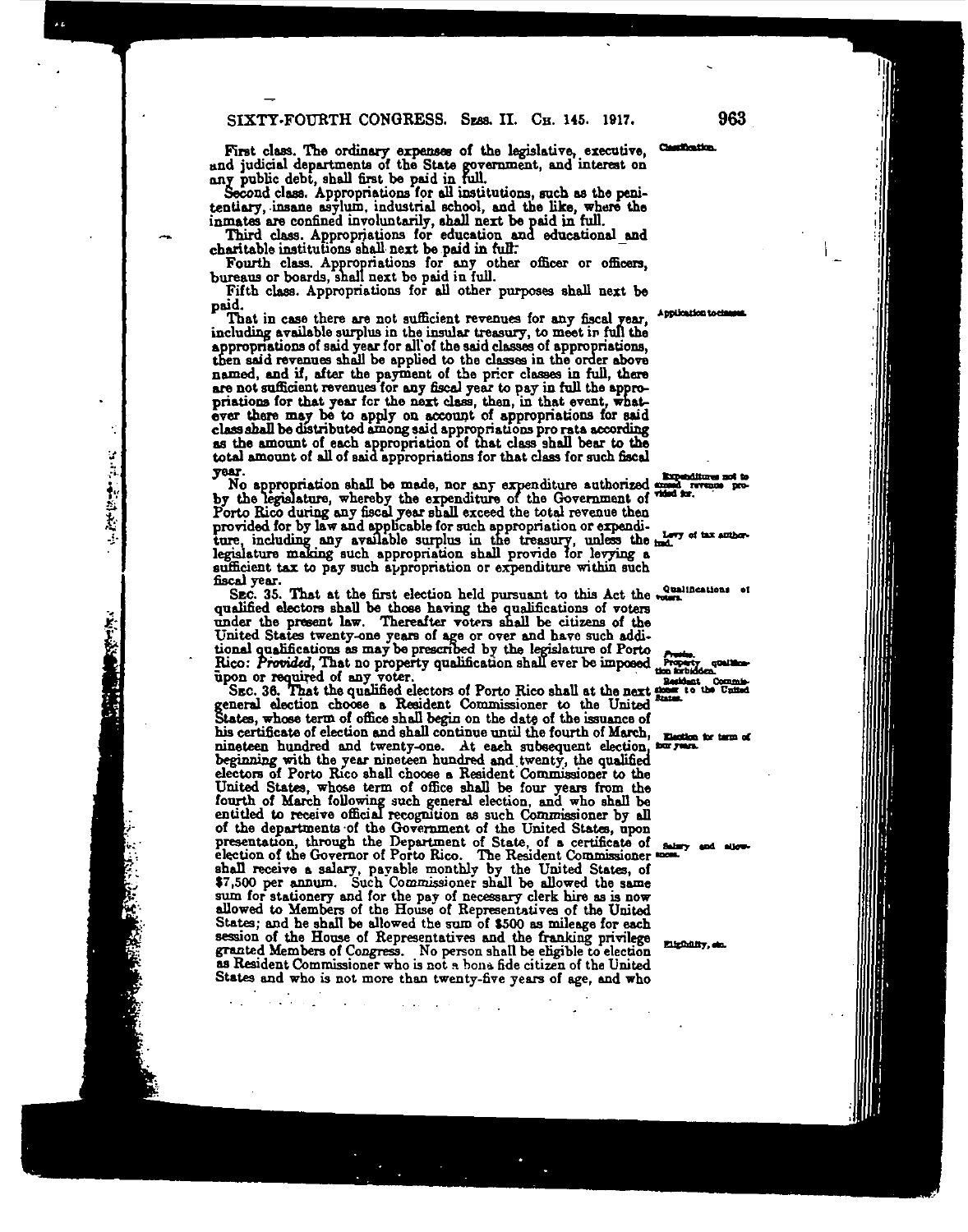First class. The ordinary expenses of the legislative, executive, and judicial departments of the State government, and interest on any public debt, shall first be paid in full.

Classification.

Second class. Appropriations for all institutions, such as the penitentiary, insane asylum, industrial school, and the like, where the inmates are confined involuntarily, shall next be paid in full.

Third class. Appropriations for education and educational and charitable institutions shall next be paid in full.

Fourth class. Appropriations for any other officer or officers, bureaus or boards, shall next be paid in full.

Fifth class. Appropriations for all other purposes shall next be paid.

Application to classes.

That in case there are not sufficient revenues for any fiscal year, including available surplus in the insular treasury, to meet in full the appropriations of said year for all of the said classes of appropriations, then said revenues shall be applied to the classes in the order above named, and if, after the payment of the prior classes in full, there are not sufficient revenues for any fiscal year to pay in full the appropriations for that year for the next class, then, in that event, whatever there may be to apply on account of appropriations for said class shall be distributed among said appropriations pro rata according as the amount of each appropriation of that class shall bear to the total amount of all of said appropriations for that class for such fiscal year.

Expenditures not to exceed revenue provided for.

No appropriation shall be made, nor any expenditure authorized by the legislature, whereby the expenditure of the Government of Porto Rico during any fiscal year shall exceed the total revenue then provided for by law and applicable for such appropriation or expenditure, including any available surplus in the treasury, unless the legislature making such appropriation shall provide for levying a sufficient tax to pay such appropriation or expenditure within such fiscal year.

Levy of tax authorized.

Qualifications of voters.

SEC. 35. That at the first election held pursuant to this Act the qualified electors shall be those having the qualifications of voters under the present law. Thereafter voters shall be citizens of the United States twenty-one years of age or over and have such additional qualifications as may be prescribed by the legislature of Porto Rico: *Provided*, That no property qualification shall ever be imposed upon or required of any voter.

*Proviso.* Property qualification forbidden.

Resident Commissioner to the United States.

SEC. 36. That the qualified electors of Porto Rico shall at the next general election choose a Resident Commissioner to the United States, whose term of office shall begin on the date of the issuance of his certificate of election and shall continue until the fourth of March, nineteen hundred and twenty-one. At each subsequent election, beginning with the year nineteen hundred and twenty, the qualified electors of Porto Rico shall choose a Resident Commissioner to the United States, whose term of office shall be four years from the fourth of March following such general election, and who shall be entitled to receive official recognition as such Commissioner by all of the departments of the Government of the United States, upon presentation, through the Department of State, of a certificate of election of the Governor of Porto Rico. The Resident Commissioner shall receive a salary, payable monthly by the United States, of $7,500 per annum. Such Commissioner shall be allowed the same sum for stationery and for the pay of necessary clerk hire as is now allowed to Members of the House of Representatives of the United States; and he shall be allowed the sum of $500 as mileage for each session of the House of Representatives and the franking privilege granted Members of Congress. No person shall be eligible to election as Resident Commissioner who is not a bona fide citizen of the United States and who is not more than twenty-five years of age, and who

Election for term of four years.

Salary and allowances.

Eligibility, etc.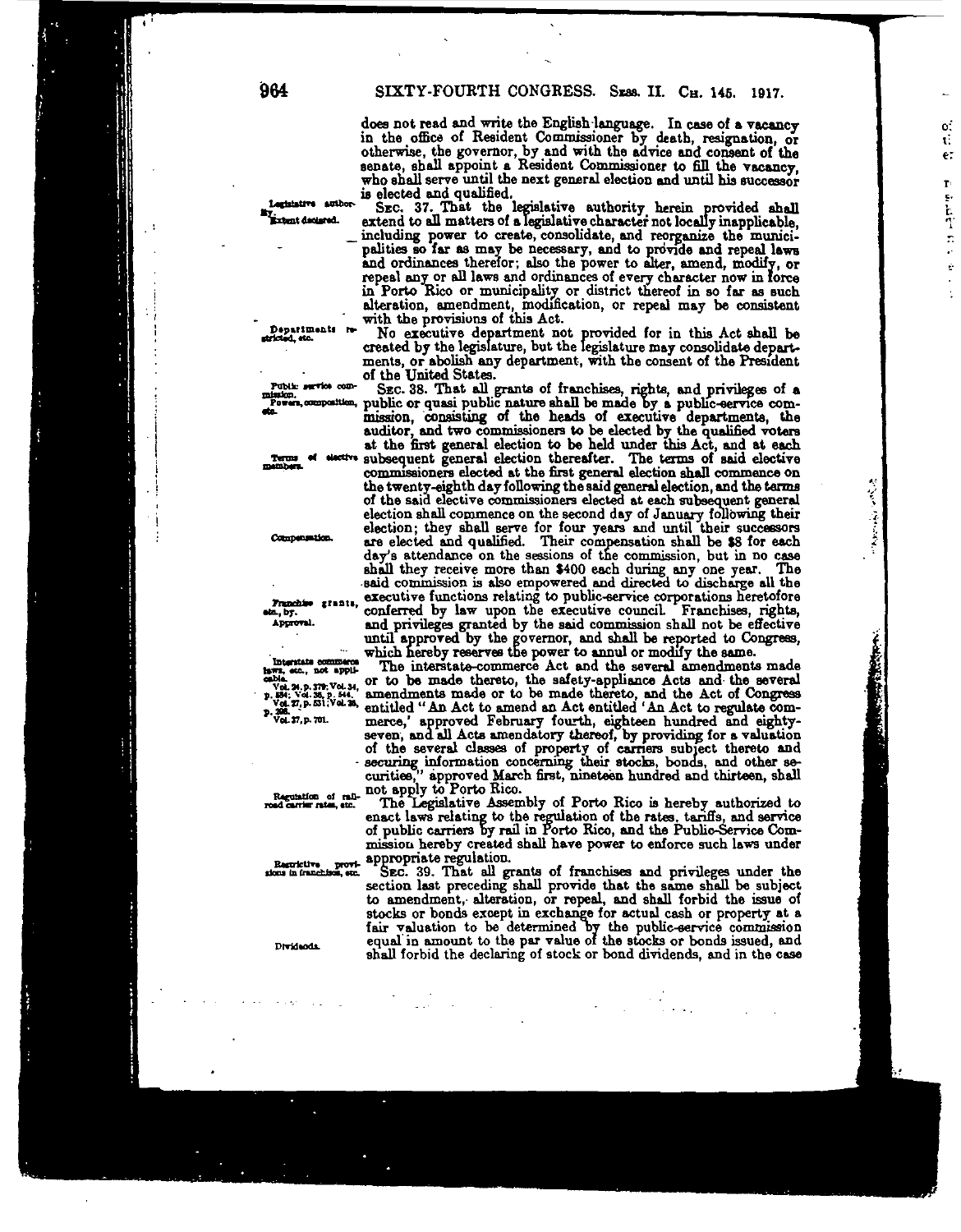does not read and write the English language. In case of a vacancy in the office of Resident Commissioner by death, resignation, or otherwise, the governor, by and with the advice and consent of the senate, shall appoint a Resident Commissioner to fill the vacancy, who shall serve until the next general election and until his successor is elected and qualified.

*Legislative authority. Extent declared.*

SEC. 37. That the legislative authority herein provided shall extend to all matters of a legislative character not locally inapplicable, including power to create, consolidate, and reorganize the municipalities so far as may be necessary, and to provide and repeal laws and ordinances therefor; also the power to alter, amend, modify, or repeal any or all laws and ordinances of every character now in force in Porto Rico or municipality or district thereof in so far as such alteration, amendment, modification, or repeal may be consistent with the provisions of this Act.

*Departments restricted, etc.*

No executive department not provided for in this Act shall be created by the legislature, but the legislature may consolidate departments, or abolish any department, with the consent of the President of the United States.

*Public service commission. Powers, composition, etc.*

SEC. 38. That all grants of franchises, rights, and privileges of a public or quasi public nature shall be made by a public-service commission, consisting of the heads of executive departments, the auditor, and two commissioners to be elected by the qualified voters at the first general election to be held under this Act, and at each subsequent general election thereafter. The terms of said elective commissioners elected at the first general election shall commence on the twenty-eighth day following the said general election, and the terms of the said elective commissioners elected at each subsequent general election shall commence on the second day of January following their election; they shall serve for four years and until their successors are elected and qualified. Their compensation shall be $8 for each day's attendance on the sessions of the commission, but in no case shall they receive more than $400 each during any one year. The said commission is also empowered and directed to discharge all the executive functions relating to public-service corporations heretofore conferred by law upon the executive council. Franchises, rights, and privileges granted by the said commission shall not be effective until approved by the governor, and shall be reported to Congress, which hereby reserves the power to annul or modify the same.

*Terms of elective members.*

*Compensation.*

*Franchise grants, etc., by. Approval.*

*Interstate commerce laws, etc., not applicable. Vol. 24, p. 379; Vol. 34, p. 584; Vol. 36, p. 544. Vol. 27, p. 531; Vol. 35, p. 205. Vol. 37, p. 701.*

The interstate-commerce Act and the several amendments made or to be made thereto, the safety-appliance Acts and the several amendments made or to be made thereto, and the Act of Congress entitled "An Act to amend an Act entitled 'An Act to regulate commerce,' approved February fourth, eighteen hundred and eighty-seven, and all Acts amendatory thereof, by providing for a valuation of the several classes of property of carriers subject thereto and securing information concerning their stocks, bonds, and other securities," approved March first, nineteen hundred and thirteen, shall not apply to Porto Rico.

*Regulation of railroad carrier rates, etc.*

The Legislative Assembly of Porto Rico is hereby authorized to enact laws relating to the regulation of the rates, tariffs, and service of public carriers by rail in Porto Rico, and the Public-Service Commission hereby created shall have power to enforce such laws under appropriate regulation.

*Restrictive provisions in franchises, etc.*

SEC. 39. That all grants of franchises and privileges under the section last preceding shall provide that the same shall be subject to amendment, alteration, or repeal, and shall forbid the issue of stocks or bonds except in exchange for actual cash or property at a fair valuation to be determined by the public-service commission equal in amount to the par value of the stocks or bonds issued, and shall forbid the declaring of stock or bond dividends, and in the case

*Dividends.*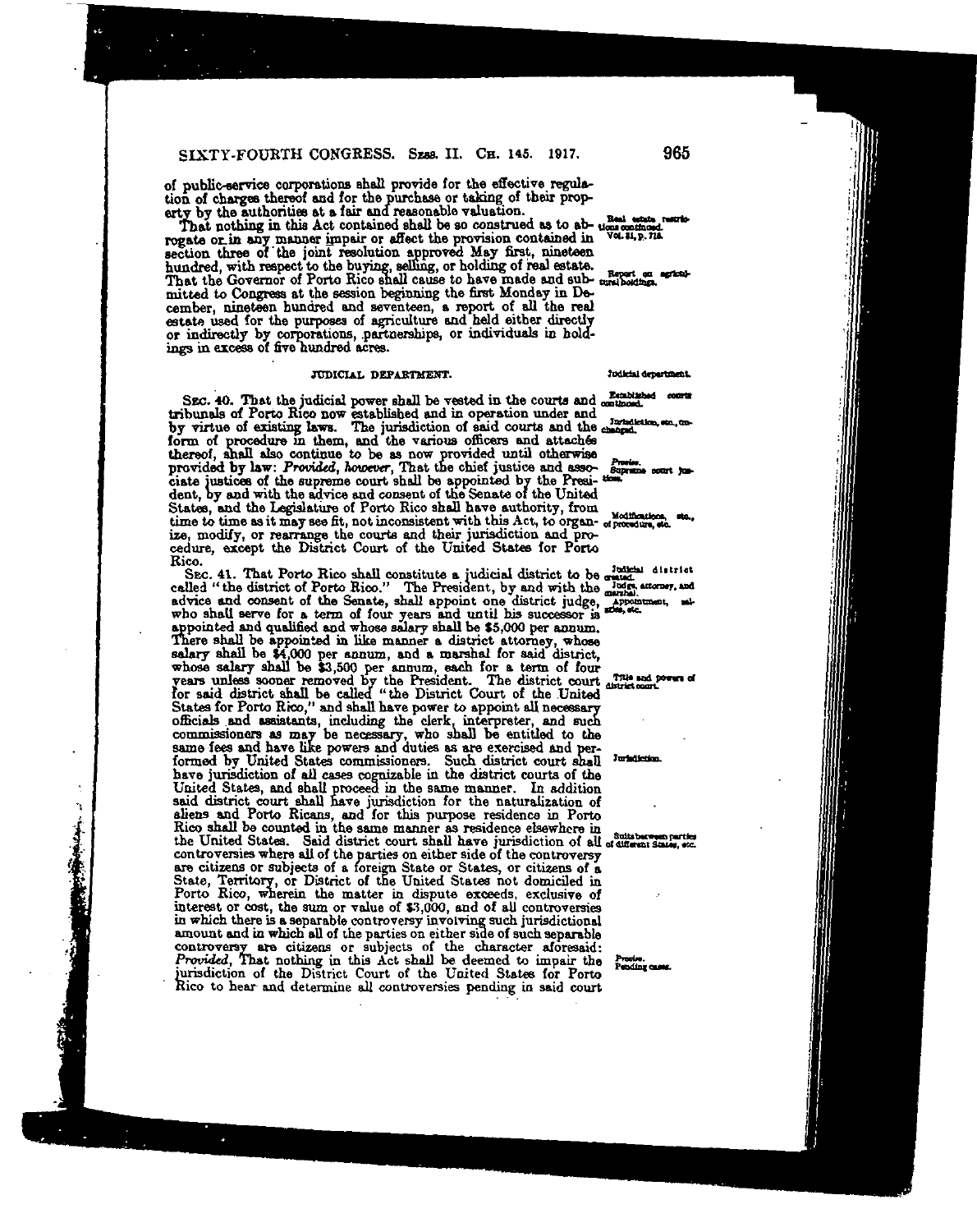of public-service corporations shall provide for the effective regulation of charges thereof and for the purchase or taking of their property by the authorities at a fair and reasonable valuation.

Real estate restrictions continued. Vol. 31, p. 715.

That nothing in this Act contained shall be so construed as to abrogate or in any manner impair or affect the provision contained in section three of the joint resolution approved May first, nineteen hundred, with respect to the buying, selling, or holding of real estate.

Report on agricultural holdings.

That the Governor of Porto Rico shall cause to have made and submitted to Congress at the session beginning the first Monday in December, nineteen hundred and seventeen, a report of all the real estate used for the purposes of agriculture and held either directly or indirectly by corporations, partnerships, or individuals in holdings in excess of five hundred acres.

## JUDICIAL DEPARTMENT.

Judicial department.

Established courts continued.

SEC. 40. That the judicial power shall be vested in the courts and tribunals of Porto Rico now established and in operation under and by virtue of existing laws. The jurisdiction of said courts and the form of procedure in them, and the various officers and attachés thereof, shall also continue to be as now provided until otherwise provided by law: *Provided, however*, That the chief justice and associate justices of the supreme court shall be appointed by the President, by and with the advice and consent of the Senate of the United States, and the Legislature of Porto Rico shall have authority, from time to time as it may see fit, not inconsistent with this Act, to organize, modify, or rearrange the courts and their jurisdiction and procedure, except the District Court of the United States for Porto Rico.

Jurisdiction, etc., unchanged.

Proviso. Supreme court justices.

Modifications, etc., of procedure, etc.

Judicial district created.

Judge, attorney, and marshal.

Appointment, salaries, etc.

SEC. 41. That Porto Rico shall constitute a judicial district to be called "the district of Porto Rico." The President, by and with the advice and consent of the Senate, shall appoint one district judge, who shall serve for a term of four years and until his successor is appointed and qualified and whose salary shall be $5,000 per annum. There shall be appointed in like manner a district attorney, whose salary shall be $4,000 per annum, and a marshal for said district, whose salary shall be $3,500 per annum, each for a term of four years unless sooner removed by the President. The district court for said district shall be called "the District Court of the United States for Porto Rico," and shall have power to appoint all necessary officials and assistants, including the clerk, interpreter, and such commissioners as may be necessary, who shall be entitled to the same fees and have like powers and duties as are exercised and performed by United States commissioners. Such district court shall have jurisdiction of all cases cognizable in the district courts of the United States, and shall proceed in the same manner. In addition said district court shall have jurisdiction for the naturalization of aliens and Porto Ricans, and for this purpose residence in Porto Rico shall be counted in the same manner as residence elsewhere in the United States. Said district court shall have jurisdiction of all controversies where all of the parties on either side of the controversy are citizens or subjects of a foreign State or States, or citizens of a State, Territory, or District of the United States not domiciled in Porto Rico, wherein the matter in dispute exceeds, exclusive of interest or cost, the sum or value of $3,000, and of all controversies in which there is a separable controversy involving such jurisdictional amount and in which all of the parties on either side of such separable controversy are citizens or subjects of the character aforesaid: *Provided*, That nothing in this Act shall be deemed to impair the jurisdiction of the District Court of the United States for Porto Rico to hear and determine all controversies pending in said court

Title and powers of district court.

Jurisdiction.

Suits between parties of different States, etc.

Proviso. Pending cases.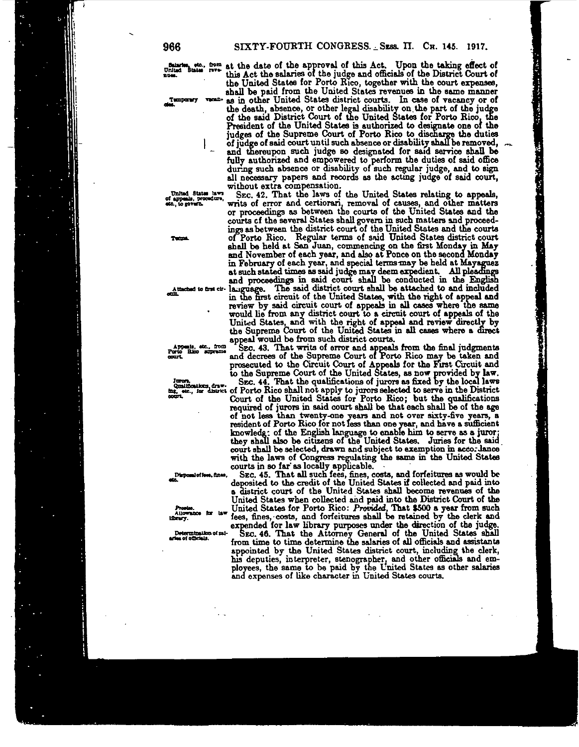at the date of the approval of this Act. Upon the taking effect of this Act the salaries of the judge and officials of the District Court of the United States for Porto Rico, together with the court expenses, shall be paid from the United States revenues in the same manner as in other United States district courts. In case of vacancy or of the death, absence, or other legal disability on the part of the judge of the said District Court of the United States for Porto Rico, the President of the United States is authorized to designate one of the judges of the Supreme Court of Porto Rico to discharge the duties of judge of said court until such absence or disability shall be removed, and thereupon such judge so designated for said service shall be fully authorized and empowered to perform the duties of said office during such absence or disability of such regular judge, and to sign all necessary papers and records as the acting judge of said court, without extra compensation.

*Salaries, etc., from United States revenues.*

*Temporary vacancies.*

SEC. 42. That the laws of the United States relating to appeals, writs of error and certiorari, removal of causes, and other matters or proceedings as between the courts of the United States and the courts of the several States shall govern in such matters and proceedings as between the district court of the United States and the courts of Porto Rico. Regular terms of said United States district court shall be held at San Juan, commencing on the first Monday in May and November of each year, and also at Ponce on the second Monday in February of each year, and special terms may be held at Mayaguez at such stated times as said judge may deem expedient. All pleadings and proceedings in said court shall be conducted in the English language. The said district court shall be attached to and included in the first circuit of the United States, with the right of appeal and review by said circuit court of appeals in all cases where the same would lie from any district court to a circuit court of appeals of the United States, and with the right of appeal and review directly by the Supreme Court of the United States in all cases where a direct appeal would be from such district courts.

*United States laws of appeals, procedure, etc., to govern.*

*Terms.*

*Attached to first circuit.*

SEC. 43. That writs of error and appeals from the final judgments and decrees of the Supreme Court of Porto Rico may be taken and prosecuted to the Circuit Court of Appeals for the First Circuit and to the Supreme Court of the United States, as now provided by law.

*Appeals, etc., from Porto Rico supreme court.*

SEC. 44. That the qualifications of jurors as fixed by the local laws of Porto Rico shall not apply to jurors selected to serve in the District Court of the United States for Porto Rico; but the qualifications required of jurors in said court shall be that each shall be of the age of not less than twenty-one years and not over sixty-five years, a resident of Porto Rico for not less than one year, and have a sufficient knowledge of the English language to enable him to serve as a juror; they shall also be citizens of the United States. Juries for the said court shall be selected, drawn and subject to exemption in accordance with the laws of Congress regulating the same in the United States courts in so far as locally applicable.

*Jurors.*
*Qualifications, drawing, etc., for district court.*

SEC. 45. That all such fees, fines, costs, and forfeitures as would be deposited to the credit of the United States if collected and paid into a district court of the United States shall become revenues of the United States when collected and paid into the District Court of the United States for Porto Rico: *Provided*, That $500 a year from such fees, fines, costs, and forfeitures shall be retained by the clerk and expended for law library purposes under the direction of the judge.

*Disposal of fees, fines, etc.*

*Proviso.*
*Allowance for law library.*

SEC. 46. That the Attorney General of the United States shall from time to time determine the salaries of all officials and assistants appointed by the United States district court, including the clerk, his deputies, interpreter, stenographer, and other officials and employees, the same to be paid by the United States as other salaries and expenses of like character in United States courts.

*Determination of salaries of officials.*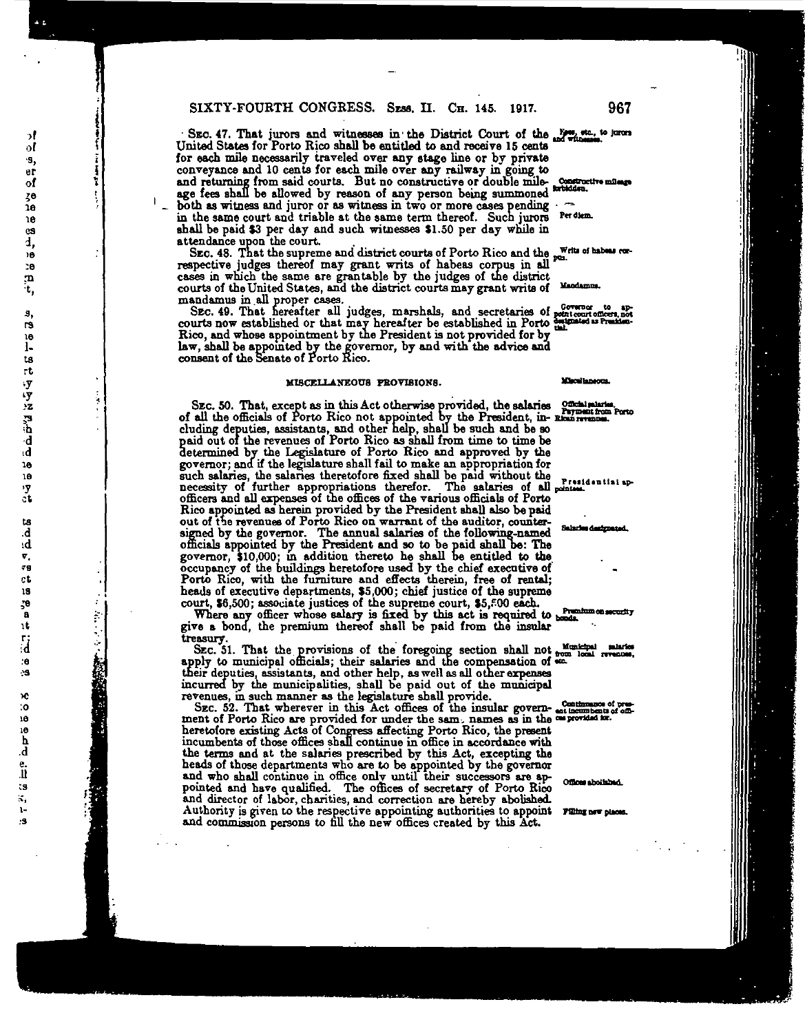SEC. 47. That jurors and witnesses in the District Court of the United States for Porto Rico shall be entitled to and receive 15 cents for each mile necessarily traveled over any stage line or by private conveyance and 10 cents for each mile over any railway in going to and returning from said courts. But no constructive or double mileage fees shall be allowed by reason of any person being summoned both as witness and juror or as witness in two or more cases pending in the same court and triable at the same term thereof. Such jurors shall be paid $3 per day and such witnesses $1.50 per day while in attendance upon the court.

*Fees, etc., to jurors and witnesses.*

*Constructive mileage forbidden.*

*Per diem.*

SEC. 48. That the supreme and district courts of Porto Rico and the respective judges thereof may grant writs of habeas corpus in all cases in which the same are grantable by the judges of the district courts of the United States, and the district courts may grant writs of mandamus in all proper cases.

*Writs of habeas corpus.*

*Mandamus.*

SEC. 49. That hereafter all judges, marshals, and secretaries of courts now established or that may hereafter be established in Porto Rico, and whose appointment by the President is not provided for by law, shall be appointed by the governor, by and with the advice and consent of the Senate of Porto Rico.

*Governor to appoint court officers, not designated as Presidential.*

## MISCELLANEOUS PROVISIONS.

*Miscellaneous.*

SEC. 50. That, except as in this Act otherwise provided, the salaries of all the officials of Porto Rico not appointed by the President, including deputies, assistants, and other help, shall be such and be so paid out of the revenues of Porto Rico as shall from time to time be determined by the Legislature of Porto Rico and approved by the governor; and if the legislature shall fail to make an appropriation for such salaries, the salaries theretofore fixed shall be paid without the necessity of further appropriations therefor. The salaries of all officers and all expenses of the offices of the various officials of Porto Rico appointed as herein provided by the President shall also be paid out of the revenues of Porto Rico on warrant of the auditor, countersigned by the governor. The annual salaries of the following-named officials appointed by the President and so to be paid shall be: The governor, $10,000; in addition thereto he shall be entitled to the occupancy of the buildings heretofore used by the chief executive of Porto Rico, with the furniture and effects therein, free of rental; heads of executive departments, $5,000; chief justice of the supreme court, $6,500; associate justices of the supreme court, $5,500 each.

*Official salaries. Payment from Porto Rican revenues.*

*Presidential appointees.*

*Salaries designated.*

Where any officer whose salary is fixed by this act is required to give a bond, the premium thereof shall be paid from the insular treasury.

*Premium on security bonds.*

SEC. 51. That the provisions of the foregoing section shall not apply to municipal officials; their salaries and the compensation of their deputies, assistants, and other help, as well as all other expenses incurred by the municipalities, shall be paid out of the municipal revenues, in such manner as the legislature shall provide.

*Municipal salaries from local revenues, etc.*

SEC. 52. That wherever in this Act offices of the insular government of Porto Rico are provided for under the same names as in the heretofore existing Acts of Congress affecting Porto Rico, the present incumbents of those offices shall continue in office in accordance with the terms and at the salaries prescribed by this Act, excepting the heads of those departments who are to be appointed by the governor and who shall continue in office only until their successors are appointed and have qualified. The offices of secretary of Porto Rico and director of labor, charities, and correction are hereby abolished. Authority is given to the respective appointing authorities to appoint and commission persons to fill the new offices created by this Act.

*Continuance of present incumbents of offices provided for.*

*Offices abolished.*

*Filling new places.*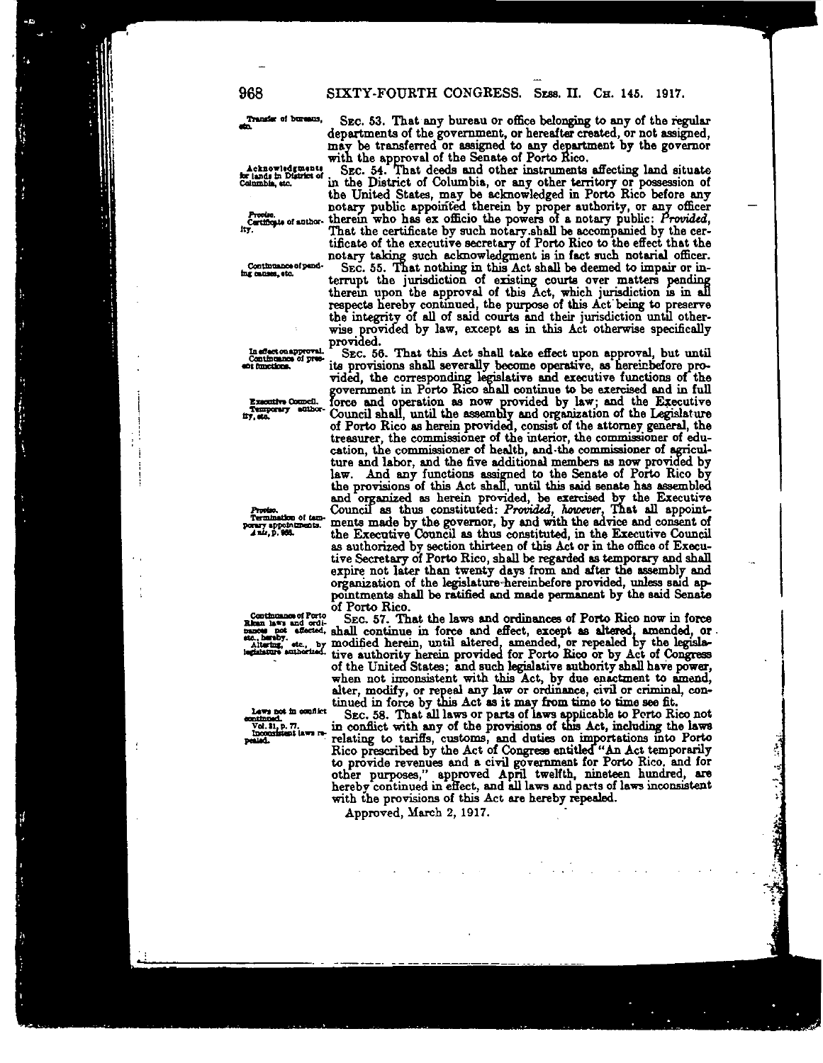SEC. 53. That any bureau or office belonging to any of the regular departments of the government, or hereafter created, or not assigned, may be transferred or assigned to any department by the governor with the approval of the Senate of Porto Rico.

SEC. 54. That deeds and other instruments affecting land situate in the District of Columbia, or any other territory or possession of the United States, may be acknowledged in Porto Rico before any notary public appointed therein by proper authority, or any officer therein who has ex officio the powers of a notary public: *Provided*, That the certificate by such notary shall be accompanied by the certificate of the executive secretary of Porto Rico to the effect that the notary taking such acknowledgment is in fact such notarial officer.

SEC. 55. That nothing in this Act shall be deemed to impair or interrupt the jurisdiction of existing courts over matters pending therein upon the approval of this Act, which jurisdiction is in all respects hereby continued, the purpose of this Act being to preserve the integrity of all of said courts and their jurisdiction until otherwise provided by law, except as in this Act otherwise specifically provided.

SEC. 56. That this Act shall take effect upon approval, but until its provisions shall severally become operative, as hereinbefore provided, the corresponding legislative and executive functions of the government in Porto Rico shall continue to be exercised and in full force and operation as now provided by law; and the Executive Council shall, until the assembly and organization of the Legislature of Porto Rico as herein provided, consist of the attorney general, the treasurer, the commissioner of the interior, the commissioner of education, the commissioner of health, and the commissioner of agriculture and labor, and the five additional members as now provided by law. And any functions assigned to the Senate of Porto Rico by the provisions of this Act shall, until this said senate has assembled and organized as herein provided, be exercised by the Executive Council as thus constituted: *Provided, however*, That all appointments made by the governor, by and with the advice and consent of the Executive Council as thus constituted, in the Executive Council as authorized by section thirteen of this Act or in the office of Executive Secretary of Porto Rico, shall be regarded as temporary and shall expire not later than twenty days from and after the assembly and organization of the legislature hereinbefore provided, unless said appointments shall be ratified and made permanent by the said Senate of Porto Rico.

SEC. 57. That the laws and ordinances of Porto Rico now in force shall continue in force and effect, except as altered, amended, or modified herein, until altered, amended, or repealed by the legislative authority herein provided for Porto Rico or by Act of Congress of the United States; and such legislative authority shall have power, when not inconsistent with this Act, by due enactment to amend, alter, modify, or repeal any law or ordinance, civil or criminal, continued in force by this Act as it may from time to time see fit.

SEC. 58. That all laws or parts of laws applicable to Porto Rico not in conflict with any of the provisions of this Act, including the laws relating to tariffs, customs, and duties on importations into Porto Rico prescribed by the Act of Congress entitled "An Act temporarily to provide revenues and a civil government for Porto Rico, and for other purposes," approved April twelfth, nineteen hundred, are hereby continued in effect, and all laws and parts of laws inconsistent with the provisions of this Act are hereby repealed.

Approved, March 2, 1917.